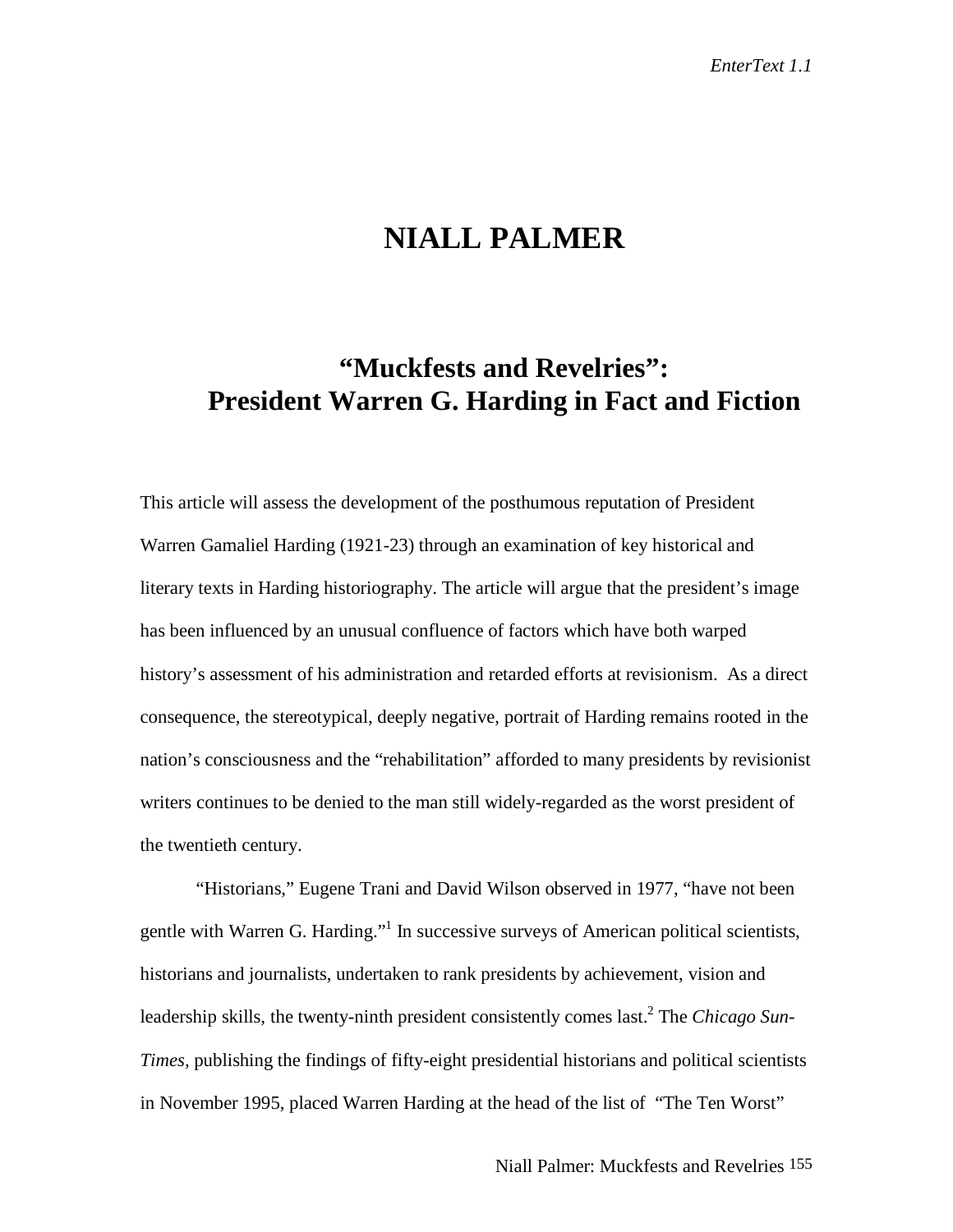# NIALL PALMER

## "Muckfests and Revelries": President Warren G. Harding in Fact and Fiction

This article will assess the development of the posthumous reputation of President Warren Gamaliel Harding (1921-23) through an examination of key historical and literary texts in Harding historiography. The article will argue that the president's image has been influenced by an unusual confluence of factors which have both warped history's assessment of his administration and retarded efforts at revisionism. As a direct consequence, the stereotypical, deeply negative, portrait of Harding remains rooted in the nation's consciousness and the "rehabilitation" afforded to many presidents by revisionist writers continues to be denied to the man still widely-regarded as the worst president of the twentieth century.

"Historians," Eugene Trani and David Wilson observed in 1977, "have not been gentle with Warren G. Harding."[1] In successive surveys of American political scientists, historians and journalists, undertaken to rank presidents by achievement, vision and leadership skills, the twenty-ninth president consistently comes last.[2] The *Chicago Sun-Times*, publishing the findings of fifty-eight presidential historians and political scientists in November 1995, placed Warren Harding at the head of the list of "The Ten Worst"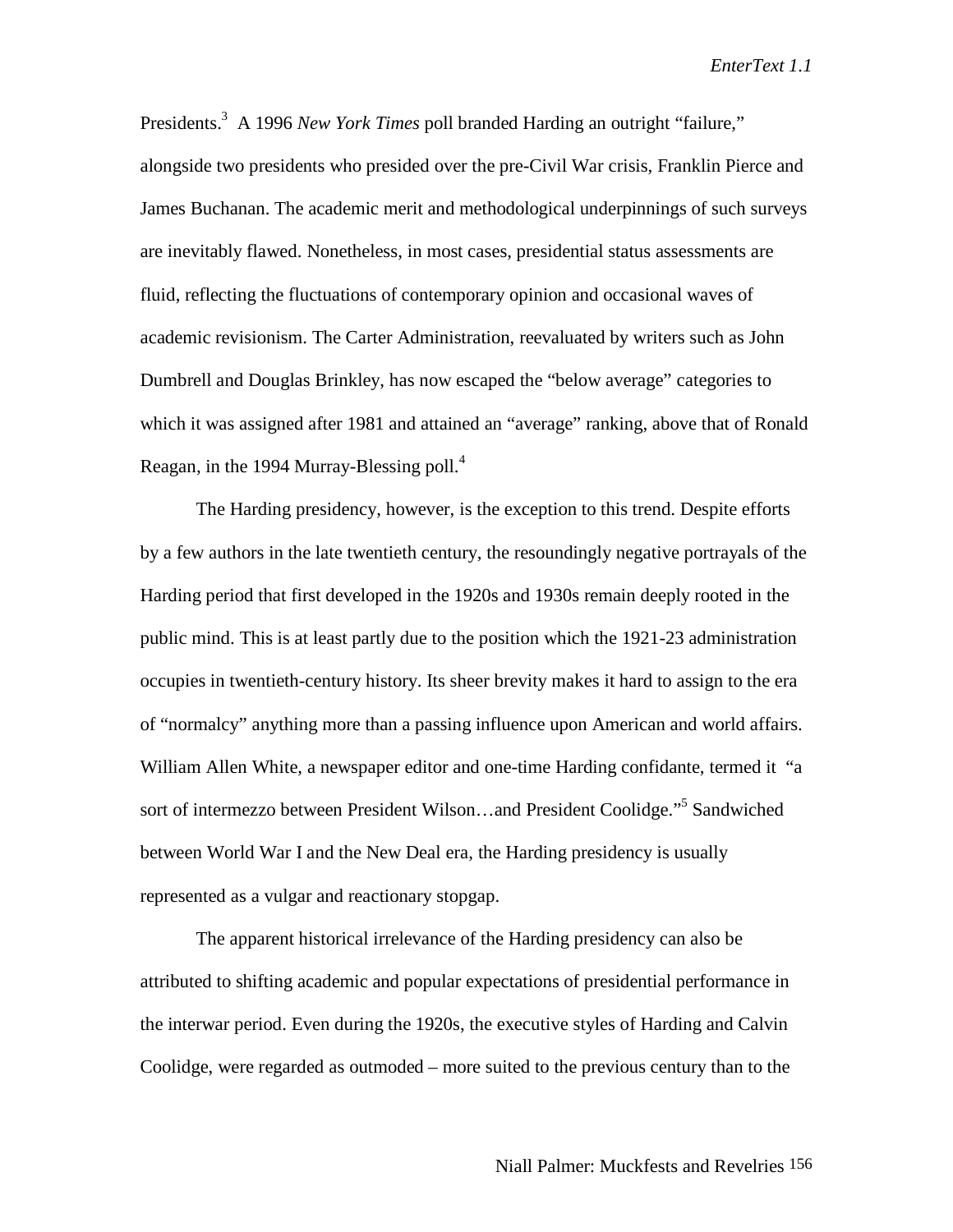Presidents.[3] A 1996 *New York Times* poll branded Harding an outright "failure," alongside two presidents who presided over the pre-Civil War crisis, Franklin Pierce and James Buchanan. The academic merit and methodological underpinnings of such surveys are inevitably flawed. Nonetheless, in most cases, presidential status assessments are fluid, reflecting the fluctuations of contemporary opinion and occasional waves of academic revisionism. The Carter Administration, reevaluated by writers such as John Dumbrell and Douglas Brinkley, has now escaped the "below average" categories to which it was assigned after 1981 and attained an "average" ranking, above that of Ronald Reagan, in the 1994 Murray-Blessing poll.[4]

The Harding presidency, however, is the exception to this trend. Despite efforts by a few authors in the late twentieth century, the resoundingly negative portrayals of the Harding period that first developed in the 1920s and 1930s remain deeply rooted in the public mind. This is at least partly due to the position which the 1921-23 administration occupies in twentieth-century history. Its sheer brevity makes it hard to assign to the era of "normalcy" anything more than a passing influence upon American and world affairs. William Allen White, a newspaper editor and one-time Harding confidante, termed it "a sort of intermezzo between President Wilson…and President Coolidge."[5] Sandwiched between World War I and the New Deal era, the Harding presidency is usually represented as a vulgar and reactionary stopgap.

The apparent historical irrelevance of the Harding presidency can also be attributed to shifting academic and popular expectations of presidential performance in the interwar period. Even during the 1920s, the executive styles of Harding and Calvin Coolidge, were regarded as outmoded – more suited to the previous century than to the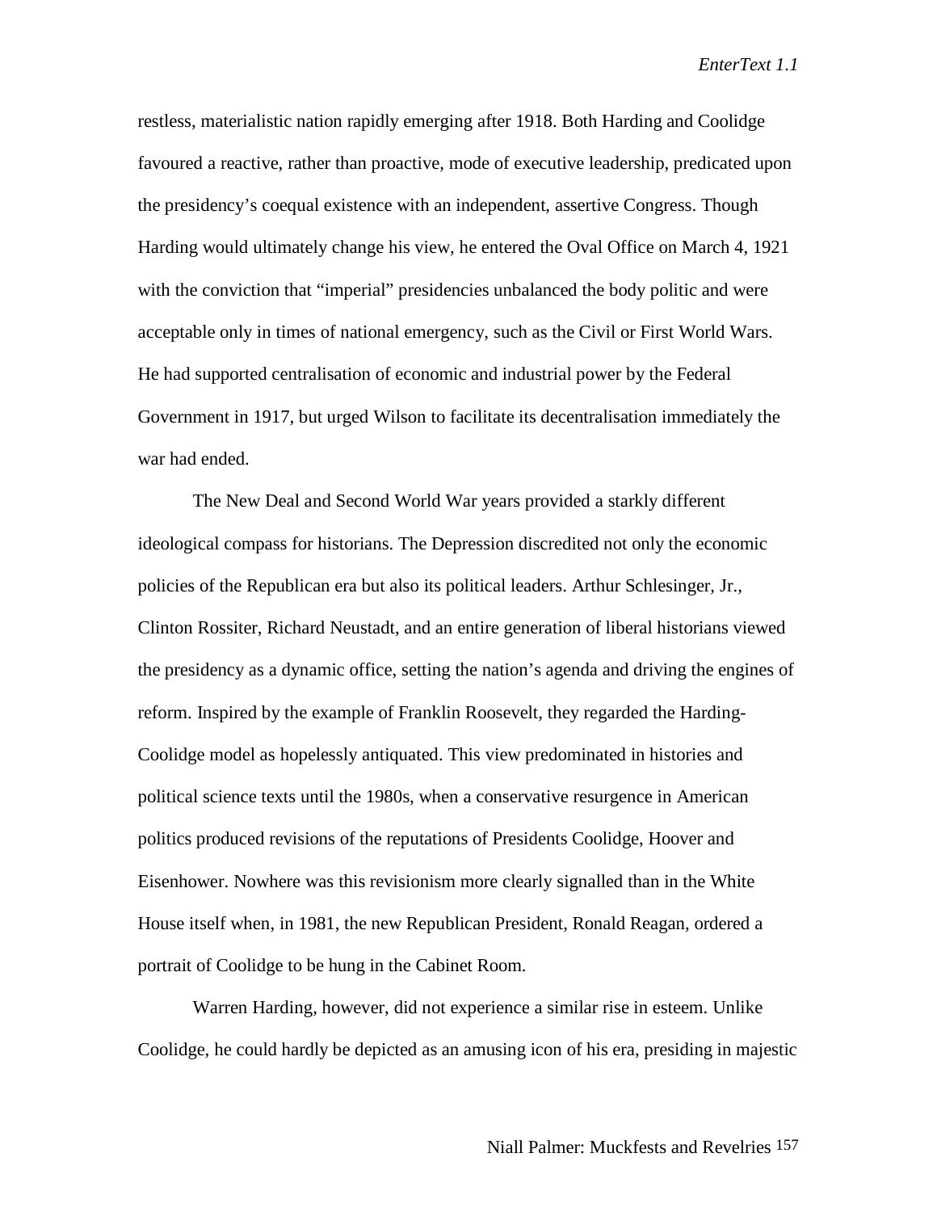restless, materialistic nation rapidly emerging after 1918. Both Harding and Coolidge favoured a reactive, rather than proactive, mode of executive leadership, predicated upon the presidency's coequal existence with an independent, assertive Congress. Though Harding would ultimately change his view, he entered the Oval Office on March 4, 1921 with the conviction that "imperial" presidencies unbalanced the body politic and were acceptable only in times of national emergency, such as the Civil or First World Wars. He had supported centralisation of economic and industrial power by the Federal Government in 1917, but urged Wilson to facilitate its decentralisation immediately the war had ended.

The New Deal and Second World War years provided a starkly different ideological compass for historians. The Depression discredited not only the economic policies of the Republican era but also its political leaders. Arthur Schlesinger, Jr., Clinton Rossiter, Richard Neustadt, and an entire generation of liberal historians viewed the presidency as a dynamic office, setting the nation's agenda and driving the engines of reform. Inspired by the example of Franklin Roosevelt, they regarded the Harding-Coolidge model as hopelessly antiquated. This view predominated in histories and political science texts until the 1980s, when a conservative resurgence in American politics produced revisions of the reputations of Presidents Coolidge, Hoover and Eisenhower. Nowhere was this revisionism more clearly signalled than in the White House itself when, in 1981, the new Republican President, Ronald Reagan, ordered a portrait of Coolidge to be hung in the Cabinet Room.

Warren Harding, however, did not experience a similar rise in esteem. Unlike Coolidge, he could hardly be depicted as an amusing icon of his era, presiding in majestic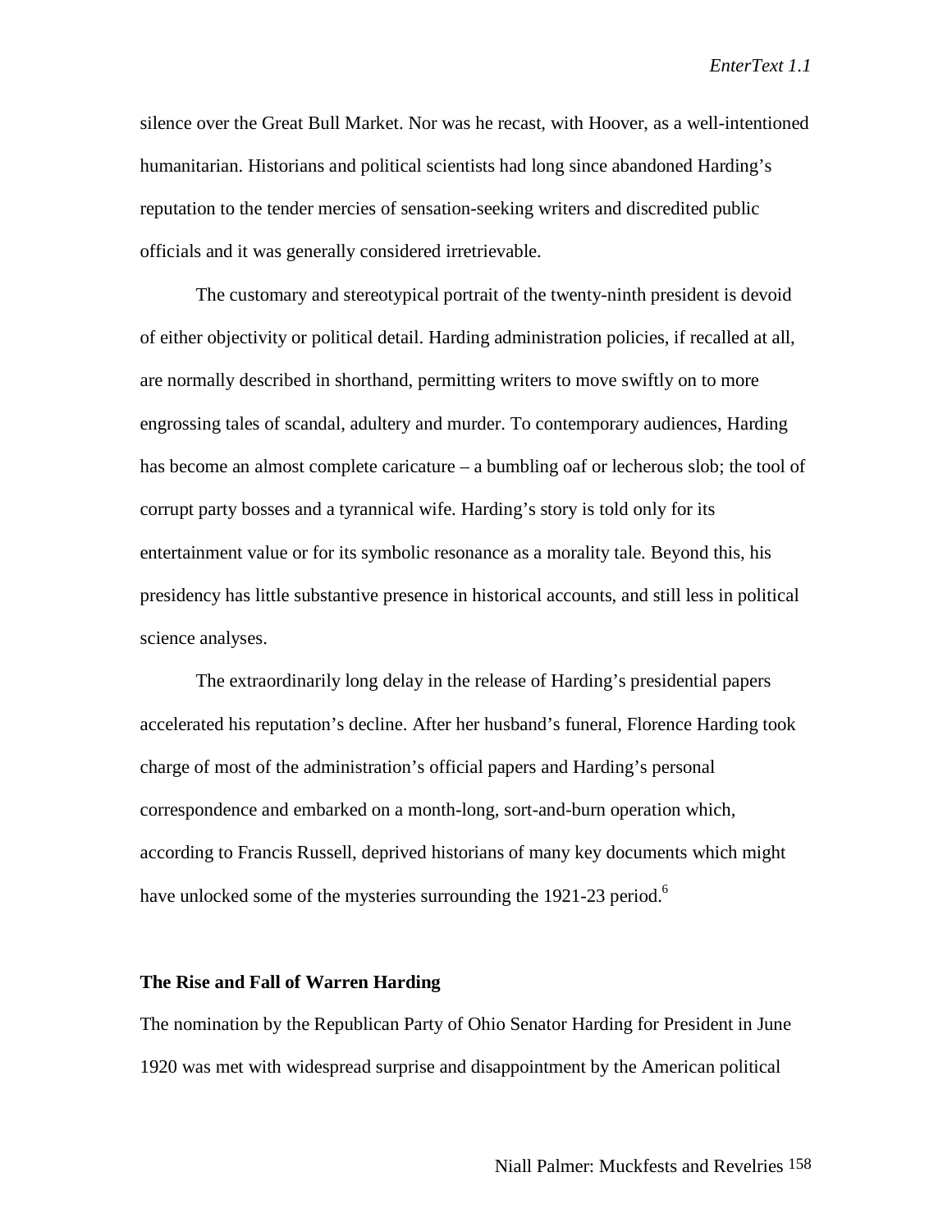silence over the Great Bull Market. Nor was he recast, with Hoover, as a well-intentioned humanitarian. Historians and political scientists had long since abandoned Harding's reputation to the tender mercies of sensation-seeking writers and discredited public officials and it was generally considered irretrievable.

The customary and stereotypical portrait of the twenty-ninth president is devoid of either objectivity or political detail. Harding administration policies, if recalled at all, are normally described in shorthand, permitting writers to move swiftly on to more engrossing tales of scandal, adultery and murder. To contemporary audiences, Harding has become an almost complete caricature – a bumbling oaf or lecherous slob; the tool of corrupt party bosses and a tyrannical wife. Harding's story is told only for its entertainment value or for its symbolic resonance as a morality tale. Beyond this, his presidency has little substantive presence in historical accounts, and still less in political science analyses.

The extraordinarily long delay in the release of Harding's presidential papers accelerated his reputation's decline. After her husband's funeral, Florence Harding took charge of most of the administration's official papers and Harding's personal correspondence and embarked on a month-long, sort-and-burn operation which, according to Francis Russell, deprived historians of many key documents which might have unlocked some of the mysteries surrounding the 1921-23 period.[6]

**The Rise and Fall of Warren Harding**

The nomination by the Republican Party of Ohio Senator Harding for President in June 1920 was met with widespread surprise and disappointment by the American political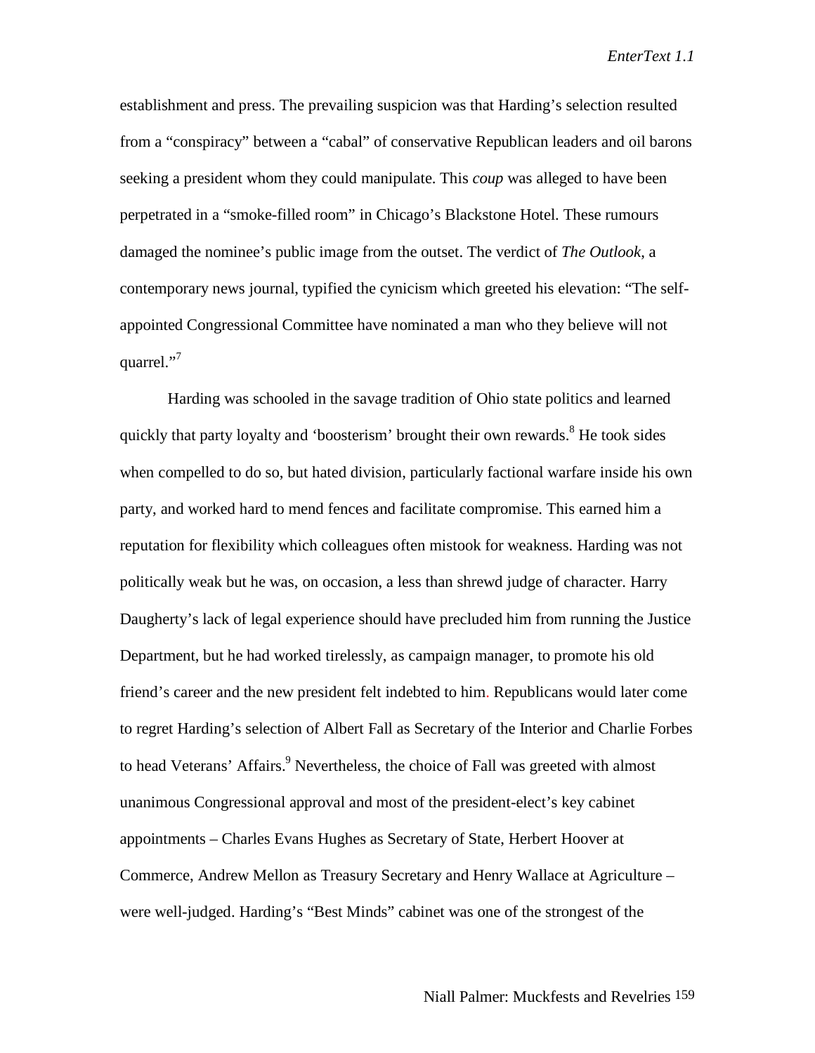establishment and press. The prevailing suspicion was that Harding's selection resulted from a "conspiracy" between a "cabal" of conservative Republican leaders and oil barons seeking a president whom they could manipulate. This *coup* was alleged to have been perpetrated in a "smoke-filled room" in Chicago's Blackstone Hotel. These rumours damaged the nominee's public image from the outset. The verdict of *The Outlook*, a contemporary news journal, typified the cynicism which greeted his elevation: "The self-appointed Congressional Committee have nominated a man who they believe will not quarrel."[7]

Harding was schooled in the savage tradition of Ohio state politics and learned quickly that party loyalty and 'boosterism' brought their own rewards.[8] He took sides when compelled to do so, but hated division, particularly factional warfare inside his own party, and worked hard to mend fences and facilitate compromise. This earned him a reputation for flexibility which colleagues often mistook for weakness. Harding was not politically weak but he was, on occasion, a less than shrewd judge of character. Harry Daugherty's lack of legal experience should have precluded him from running the Justice Department, but he had worked tirelessly, as campaign manager, to promote his old friend's career and the new president felt indebted to him. Republicans would later come to regret Harding's selection of Albert Fall as Secretary of the Interior and Charlie Forbes to head Veterans' Affairs.[9] Nevertheless, the choice of Fall was greeted with almost unanimous Congressional approval and most of the president-elect's key cabinet appointments – Charles Evans Hughes as Secretary of State, Herbert Hoover at Commerce, Andrew Mellon as Treasury Secretary and Henry Wallace at Agriculture – were well-judged. Harding's "Best Minds" cabinet was one of the strongest of the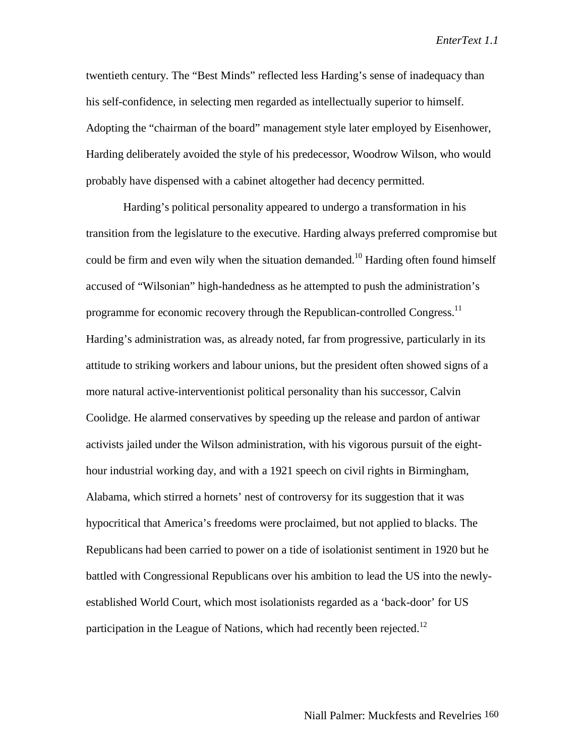twentieth century. The "Best Minds" reflected less Harding's sense of inadequacy than his self-confidence, in selecting men regarded as intellectually superior to himself. Adopting the "chairman of the board" management style later employed by Eisenhower, Harding deliberately avoided the style of his predecessor, Woodrow Wilson, who would probably have dispensed with a cabinet altogether had decency permitted.

Harding's political personality appeared to undergo a transformation in his transition from the legislature to the executive. Harding always preferred compromise but could be firm and even wily when the situation demanded.[10] Harding often found himself accused of "Wilsonian" high-handedness as he attempted to push the administration's programme for economic recovery through the Republican-controlled Congress.[11] Harding's administration was, as already noted, far from progressive, particularly in its attitude to striking workers and labour unions, but the president often showed signs of a more natural active-interventionist political personality than his successor, Calvin Coolidge. He alarmed conservatives by speeding up the release and pardon of antiwar activists jailed under the Wilson administration, with his vigorous pursuit of the eight-hour industrial working day, and with a 1921 speech on civil rights in Birmingham, Alabama, which stirred a hornets' nest of controversy for its suggestion that it was hypocritical that America's freedoms were proclaimed, but not applied to blacks. The Republicans had been carried to power on a tide of isolationist sentiment in 1920 but he battled with Congressional Republicans over his ambition to lead the US into the newly-established World Court, which most isolationists regarded as a 'back-door' for US participation in the League of Nations, which had recently been rejected.[12]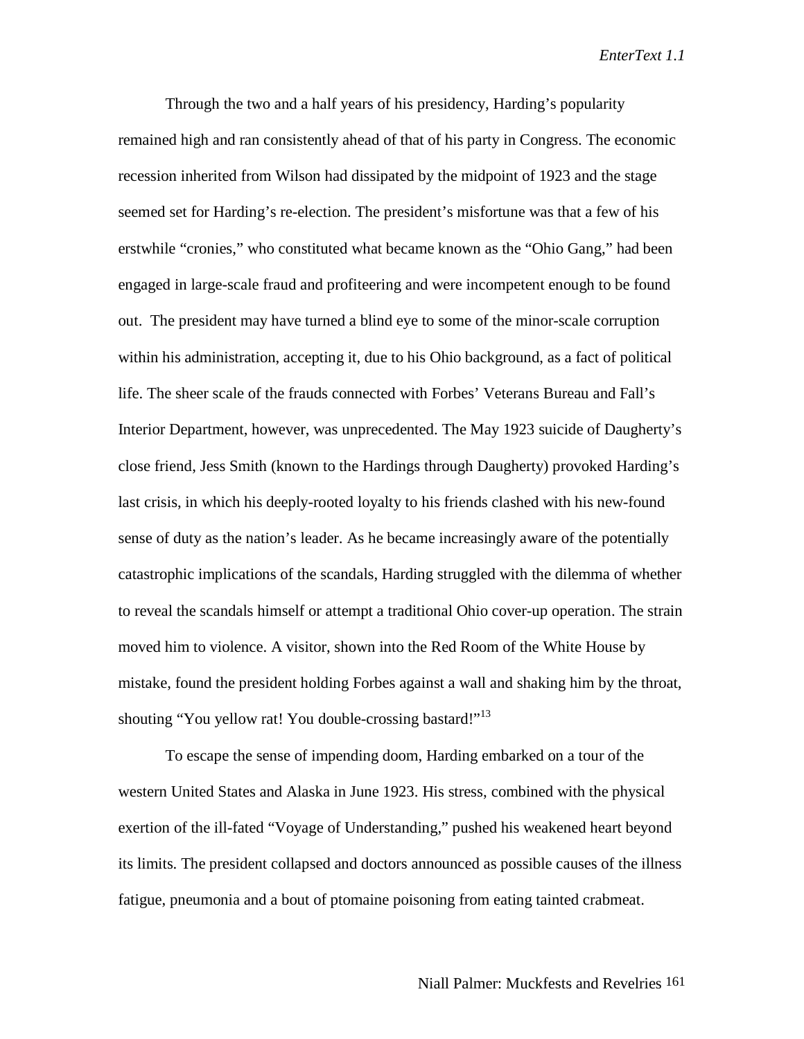Through the two and a half years of his presidency, Harding's popularity remained high and ran consistently ahead of that of his party in Congress. The economic recession inherited from Wilson had dissipated by the midpoint of 1923 and the stage seemed set for Harding's re-election. The president's misfortune was that a few of his erstwhile "cronies," who constituted what became known as the "Ohio Gang," had been engaged in large-scale fraud and profiteering and were incompetent enough to be found out. The president may have turned a blind eye to some of the minor-scale corruption within his administration, accepting it, due to his Ohio background, as a fact of political life. The sheer scale of the frauds connected with Forbes' Veterans Bureau and Fall's Interior Department, however, was unprecedented. The May 1923 suicide of Daugherty's close friend, Jess Smith (known to the Hardings through Daugherty) provoked Harding's last crisis, in which his deeply-rooted loyalty to his friends clashed with his new-found sense of duty as the nation's leader. As he became increasingly aware of the potentially catastrophic implications of the scandals, Harding struggled with the dilemma of whether to reveal the scandals himself or attempt a traditional Ohio cover-up operation. The strain moved him to violence. A visitor, shown into the Red Room of the White House by mistake, found the president holding Forbes against a wall and shaking him by the throat, shouting "You yellow rat! You double-crossing bastard!"[13]

To escape the sense of impending doom, Harding embarked on a tour of the western United States and Alaska in June 1923. His stress, combined with the physical exertion of the ill-fated "Voyage of Understanding," pushed his weakened heart beyond its limits. The president collapsed and doctors announced as possible causes of the illness fatigue, pneumonia and a bout of ptomaine poisoning from eating tainted crabmeat.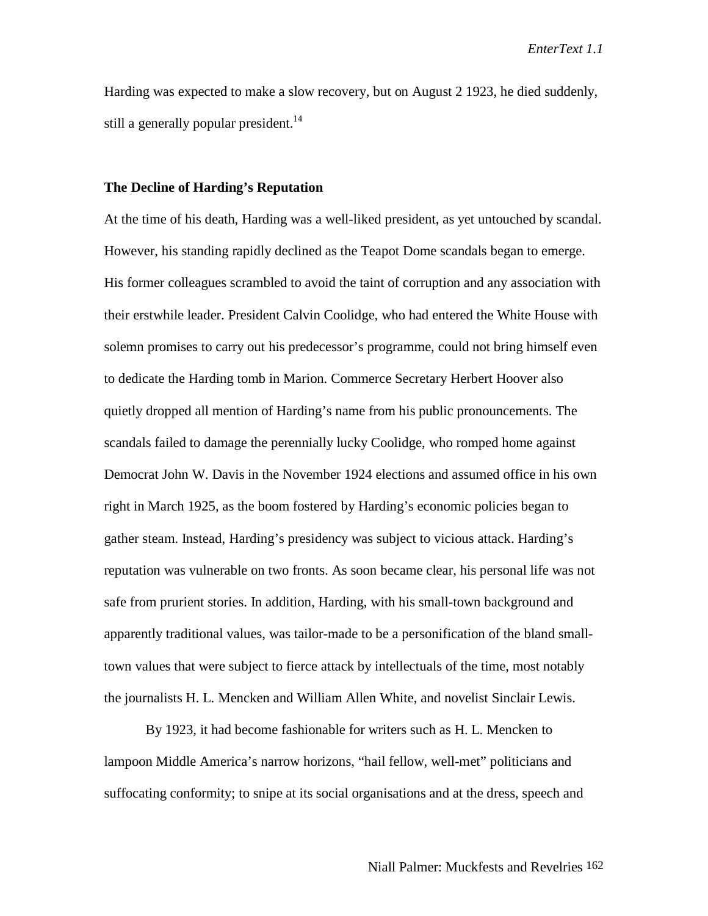Harding was expected to make a slow recovery, but on August 2 1923, he died suddenly, still a generally popular president.[14]

### The Decline of Harding's Reputation

At the time of his death, Harding was a well-liked president, as yet untouched by scandal. However, his standing rapidly declined as the Teapot Dome scandals began to emerge. His former colleagues scrambled to avoid the taint of corruption and any association with their erstwhile leader. President Calvin Coolidge, who had entered the White House with solemn promises to carry out his predecessor's programme, could not bring himself even to dedicate the Harding tomb in Marion. Commerce Secretary Herbert Hoover also quietly dropped all mention of Harding's name from his public pronouncements. The scandals failed to damage the perennially lucky Coolidge, who romped home against Democrat John W. Davis in the November 1924 elections and assumed office in his own right in March 1925, as the boom fostered by Harding's economic policies began to gather steam. Instead, Harding's presidency was subject to vicious attack. Harding's reputation was vulnerable on two fronts. As soon became clear, his personal life was not safe from prurient stories. In addition, Harding, with his small-town background and apparently traditional values, was tailor-made to be a personification of the bland small-town values that were subject to fierce attack by intellectuals of the time, most notably the journalists H. L. Mencken and William Allen White, and novelist Sinclair Lewis.

By 1923, it had become fashionable for writers such as H. L. Mencken to lampoon Middle America's narrow horizons, "hail fellow, well-met" politicians and suffocating conformity; to snipe at its social organisations and at the dress, speech and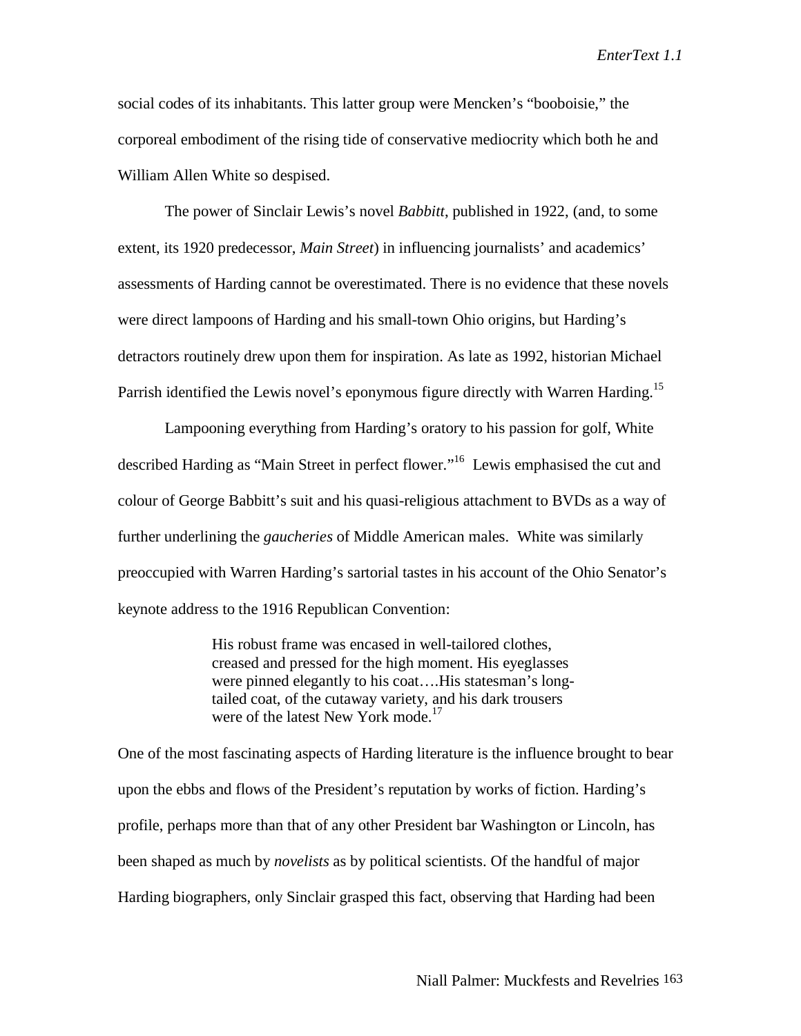social codes of its inhabitants. This latter group were Mencken's "booboisie," the corporeal embodiment of the rising tide of conservative mediocrity which both he and William Allen White so despised.

The power of Sinclair Lewis's novel *Babbitt*, published in 1922, (and, to some extent, its 1920 predecessor, *Main Street*) in influencing journalists' and academics' assessments of Harding cannot be overestimated. There is no evidence that these novels were direct lampoons of Harding and his small-town Ohio origins, but Harding's detractors routinely drew upon them for inspiration. As late as 1992, historian Michael Parrish identified the Lewis novel's eponymous figure directly with Warren Harding.[15]

Lampooning everything from Harding's oratory to his passion for golf, White described Harding as "Main Street in perfect flower."[16] Lewis emphasised the cut and colour of George Babbitt's suit and his quasi-religious attachment to BVDs as a way of further underlining the *gaucheries* of Middle American males. White was similarly preoccupied with Warren Harding's sartorial tastes in his account of the Ohio Senator's keynote address to the 1916 Republican Convention:

> His robust frame was encased in well-tailored clothes, creased and pressed for the high moment. His eyeglasses were pinned elegantly to his coat….His statesman's long-tailed coat, of the cutaway variety, and his dark trousers were of the latest New York mode.[17]

One of the most fascinating aspects of Harding literature is the influence brought to bear upon the ebbs and flows of the President's reputation by works of fiction. Harding's profile, perhaps more than that of any other President bar Washington or Lincoln, has been shaped as much by *novelists* as by political scientists. Of the handful of major Harding biographers, only Sinclair grasped this fact, observing that Harding had been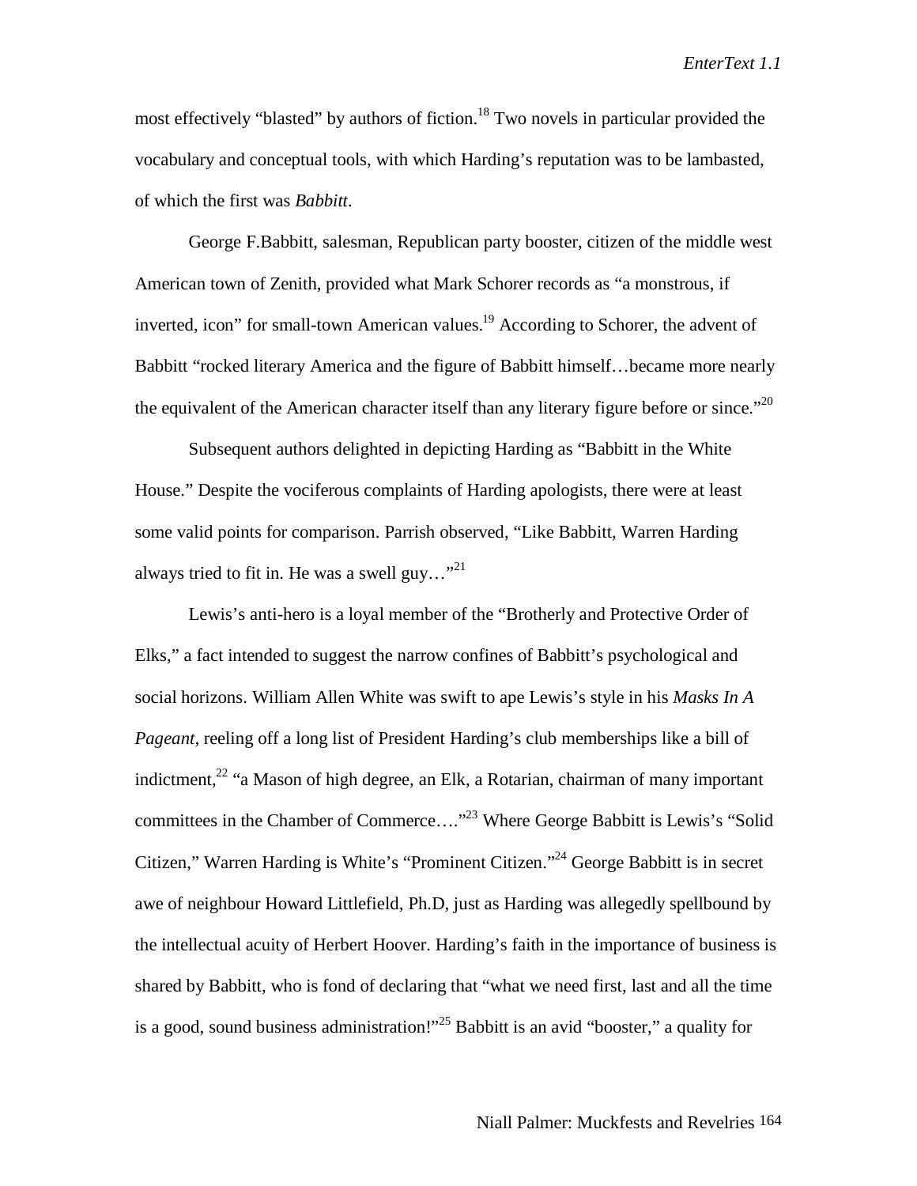most effectively "blasted" by authors of fiction.[18] Two novels in particular provided the vocabulary and conceptual tools, with which Harding's reputation was to be lambasted, of which the first was *Babbitt*.

George F.Babbitt, salesman, Republican party booster, citizen of the middle west American town of Zenith, provided what Mark Schorer records as "a monstrous, if inverted, icon" for small-town American values.[19] According to Schorer, the advent of Babbitt "rocked literary America and the figure of Babbitt himself…became more nearly the equivalent of the American character itself than any literary figure before or since."[20]

Subsequent authors delighted in depicting Harding as "Babbitt in the White House." Despite the vociferous complaints of Harding apologists, there were at least some valid points for comparison. Parrish observed, "Like Babbitt, Warren Harding always tried to fit in. He was a swell guy…"[21]

Lewis's anti-hero is a loyal member of the "Brotherly and Protective Order of Elks," a fact intended to suggest the narrow confines of Babbitt's psychological and social horizons. William Allen White was swift to ape Lewis's style in his *Masks In A Pageant*, reeling off a long list of President Harding's club memberships like a bill of indictment,[22] "a Mason of high degree, an Elk, a Rotarian, chairman of many important committees in the Chamber of Commerce…."[23] Where George Babbitt is Lewis's "Solid Citizen," Warren Harding is White's "Prominent Citizen."[24] George Babbitt is in secret awe of neighbour Howard Littlefield, Ph.D, just as Harding was allegedly spellbound by the intellectual acuity of Herbert Hoover. Harding's faith in the importance of business is shared by Babbitt, who is fond of declaring that "what we need first, last and all the time is a good, sound business administration!"[25] Babbitt is an avid "booster," a quality for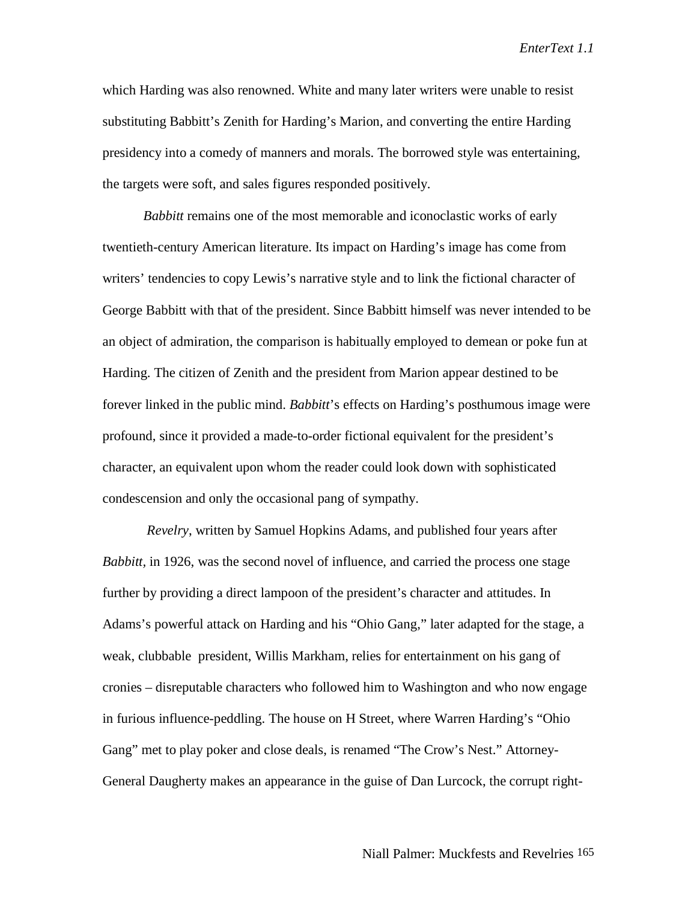which Harding was also renowned. White and many later writers were unable to resist substituting Babbitt's Zenith for Harding's Marion, and converting the entire Harding presidency into a comedy of manners and morals. The borrowed style was entertaining, the targets were soft, and sales figures responded positively.

*Babbitt* remains one of the most memorable and iconoclastic works of early twentieth-century American literature. Its impact on Harding's image has come from writers' tendencies to copy Lewis's narrative style and to link the fictional character of George Babbitt with that of the president. Since Babbitt himself was never intended to be an object of admiration, the comparison is habitually employed to demean or poke fun at Harding. The citizen of Zenith and the president from Marion appear destined to be forever linked in the public mind. *Babbitt*'s effects on Harding's posthumous image were profound, since it provided a made-to-order fictional equivalent for the president's character, an equivalent upon whom the reader could look down with sophisticated condescension and only the occasional pang of sympathy.

*Revelry*, written by Samuel Hopkins Adams, and published four years after *Babbitt*, in 1926, was the second novel of influence, and carried the process one stage further by providing a direct lampoon of the president's character and attitudes. In Adams's powerful attack on Harding and his "Ohio Gang," later adapted for the stage, a weak, clubbable president, Willis Markham, relies for entertainment on his gang of cronies – disreputable characters who followed him to Washington and who now engage in furious influence-peddling. The house on H Street, where Warren Harding's "Ohio Gang" met to play poker and close deals, is renamed "The Crow's Nest." Attorney-General Daugherty makes an appearance in the guise of Dan Lurcock, the corrupt right-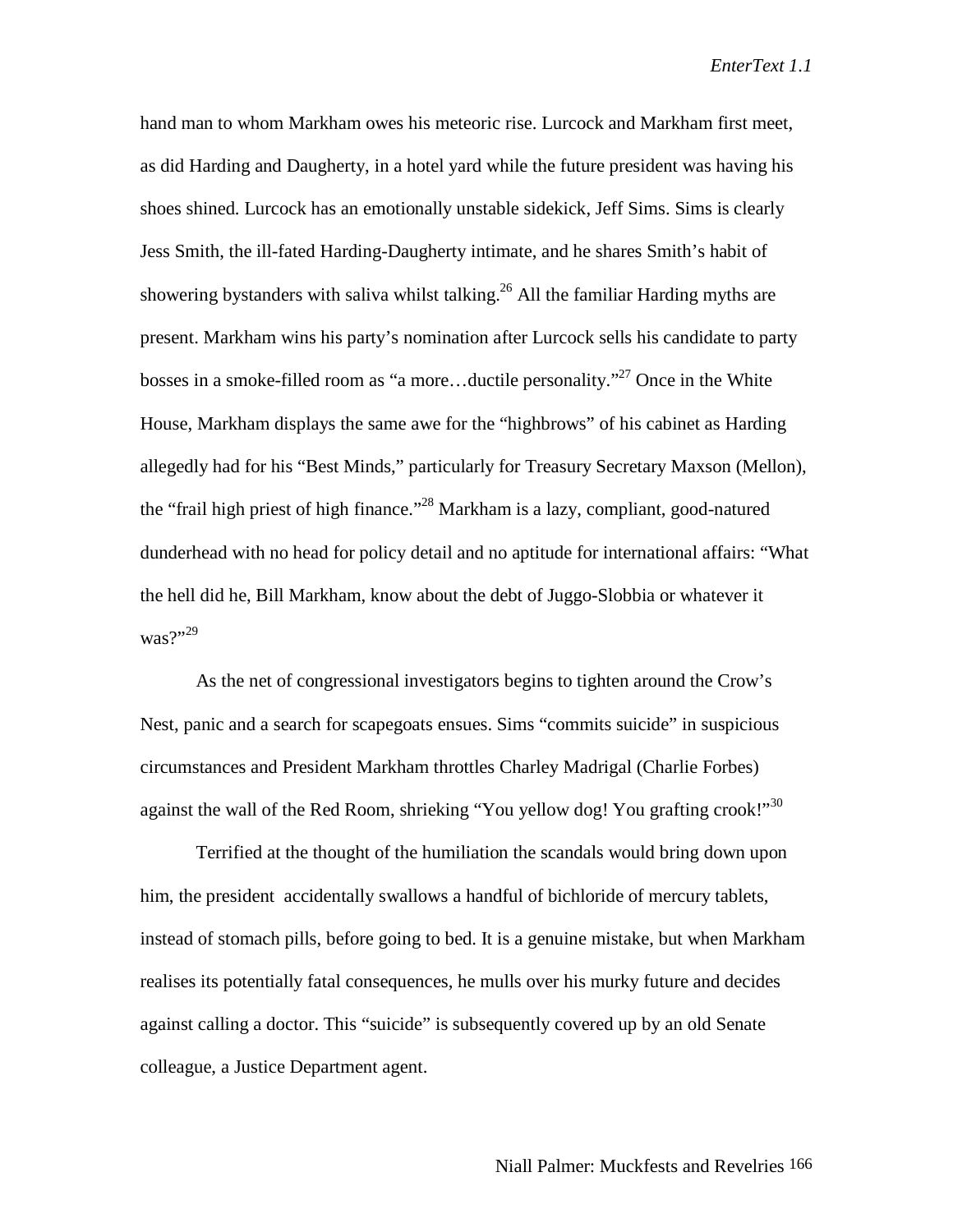hand man to whom Markham owes his meteoric rise. Lurcock and Markham first meet, as did Harding and Daugherty, in a hotel yard while the future president was having his shoes shined. Lurcock has an emotionally unstable sidekick, Jeff Sims. Sims is clearly Jess Smith, the ill-fated Harding-Daugherty intimate, and he shares Smith's habit of showering bystanders with saliva whilst talking.[26] All the familiar Harding myths are present. Markham wins his party's nomination after Lurcock sells his candidate to party bosses in a smoke-filled room as "a more…ductile personality."[27] Once in the White House, Markham displays the same awe for the "highbrows" of his cabinet as Harding allegedly had for his "Best Minds," particularly for Treasury Secretary Maxson (Mellon), the "frail high priest of high finance."[28] Markham is a lazy, compliant, good-natured dunderhead with no head for policy detail and no aptitude for international affairs: "What the hell did he, Bill Markham, know about the debt of Juggo-Slobbia or whatever it was?"[29]

As the net of congressional investigators begins to tighten around the Crow's Nest, panic and a search for scapegoats ensues. Sims "commits suicide" in suspicious circumstances and President Markham throttles Charley Madrigal (Charlie Forbes) against the wall of the Red Room, shrieking "You yellow dog! You grafting crook!"[30]

Terrified at the thought of the humiliation the scandals would bring down upon him, the president accidentally swallows a handful of bichloride of mercury tablets, instead of stomach pills, before going to bed. It is a genuine mistake, but when Markham realises its potentially fatal consequences, he mulls over his murky future and decides against calling a doctor. This "suicide" is subsequently covered up by an old Senate colleague, a Justice Department agent.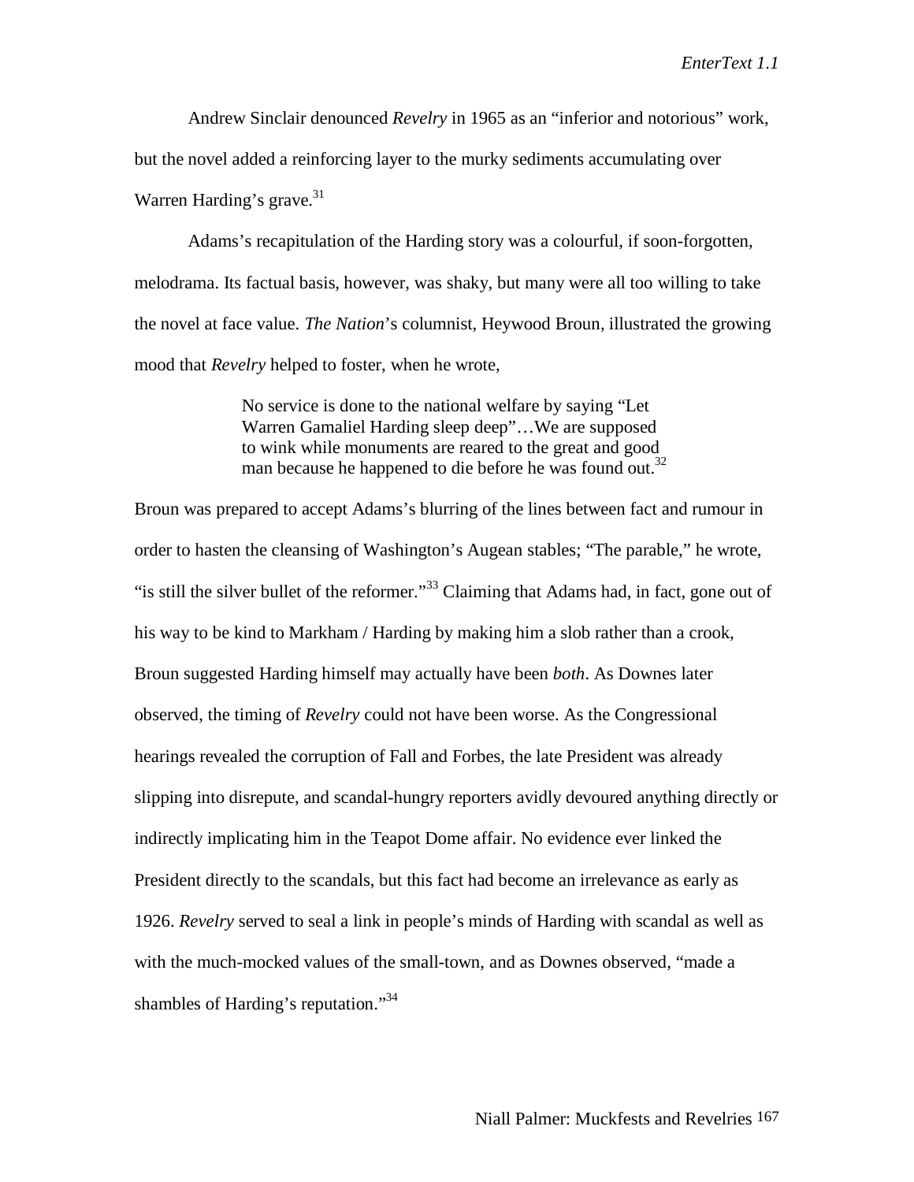Andrew Sinclair denounced *Revelry* in 1965 as an "inferior and notorious" work, but the novel added a reinforcing layer to the murky sediments accumulating over Warren Harding's grave.[31]

Adams's recapitulation of the Harding story was a colourful, if soon-forgotten, melodrama. Its factual basis, however, was shaky, but many were all too willing to take the novel at face value. *The Nation*'s columnist, Heywood Broun, illustrated the growing mood that *Revelry* helped to foster, when he wrote,

> No service is done to the national welfare by saying "Let Warren Gamaliel Harding sleep deep"…We are supposed to wink while monuments are reared to the great and good man because he happened to die before he was found out.[32]

Broun was prepared to accept Adams's blurring of the lines between fact and rumour in order to hasten the cleansing of Washington's Augean stables; "The parable," he wrote, "is still the silver bullet of the reformer."[33] Claiming that Adams had, in fact, gone out of his way to be kind to Markham / Harding by making him a slob rather than a crook, Broun suggested Harding himself may actually have been *both*. As Downes later observed, the timing of *Revelry* could not have been worse. As the Congressional hearings revealed the corruption of Fall and Forbes, the late President was already slipping into disrepute, and scandal-hungry reporters avidly devoured anything directly or indirectly implicating him in the Teapot Dome affair. No evidence ever linked the President directly to the scandals, but this fact had become an irrelevance as early as 1926. *Revelry* served to seal a link in people's minds of Harding with scandal as well as with the much-mocked values of the small-town, and as Downes observed, "made a shambles of Harding's reputation."[34]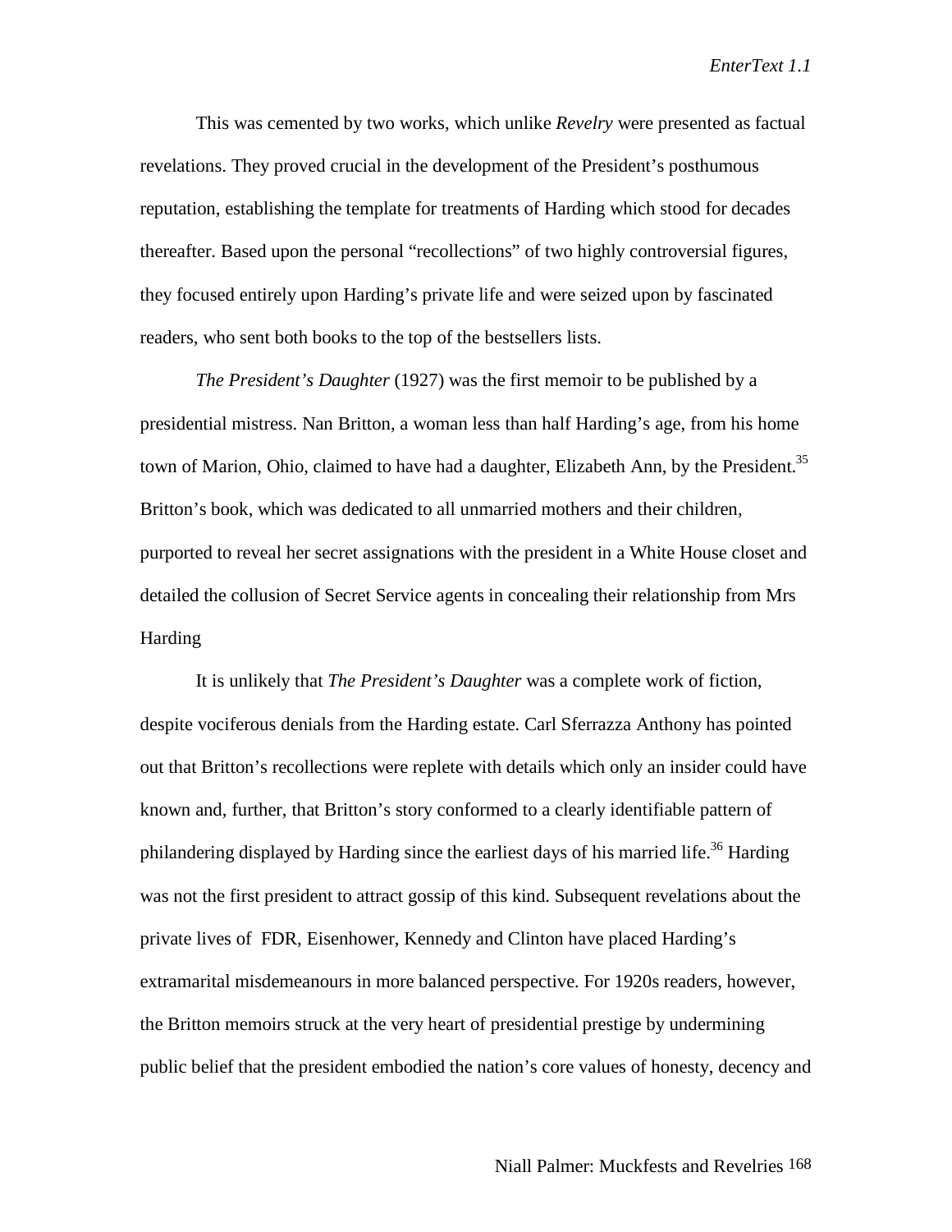This was cemented by two works, which unlike *Revelry* were presented as factual revelations. They proved crucial in the development of the President's posthumous reputation, establishing the template for treatments of Harding which stood for decades thereafter. Based upon the personal "recollections" of two highly controversial figures, they focused entirely upon Harding's private life and were seized upon by fascinated readers, who sent both books to the top of the bestsellers lists.

*The President's Daughter* (1927) was the first memoir to be published by a presidential mistress. Nan Britton, a woman less than half Harding's age, from his home town of Marion, Ohio, claimed to have had a daughter, Elizabeth Ann, by the President.[35] Britton's book, which was dedicated to all unmarried mothers and their children, purported to reveal her secret assignations with the president in a White House closet and detailed the collusion of Secret Service agents in concealing their relationship from Mrs Harding

It is unlikely that *The President's Daughter* was a complete work of fiction, despite vociferous denials from the Harding estate. Carl Sferrazza Anthony has pointed out that Britton's recollections were replete with details which only an insider could have known and, further, that Britton's story conformed to a clearly identifiable pattern of philandering displayed by Harding since the earliest days of his married life.[36] Harding was not the first president to attract gossip of this kind. Subsequent revelations about the private lives of FDR, Eisenhower, Kennedy and Clinton have placed Harding's extramarital misdemeanours in more balanced perspective. For 1920s readers, however, the Britton memoirs struck at the very heart of presidential prestige by undermining public belief that the president embodied the nation's core values of honesty, decency and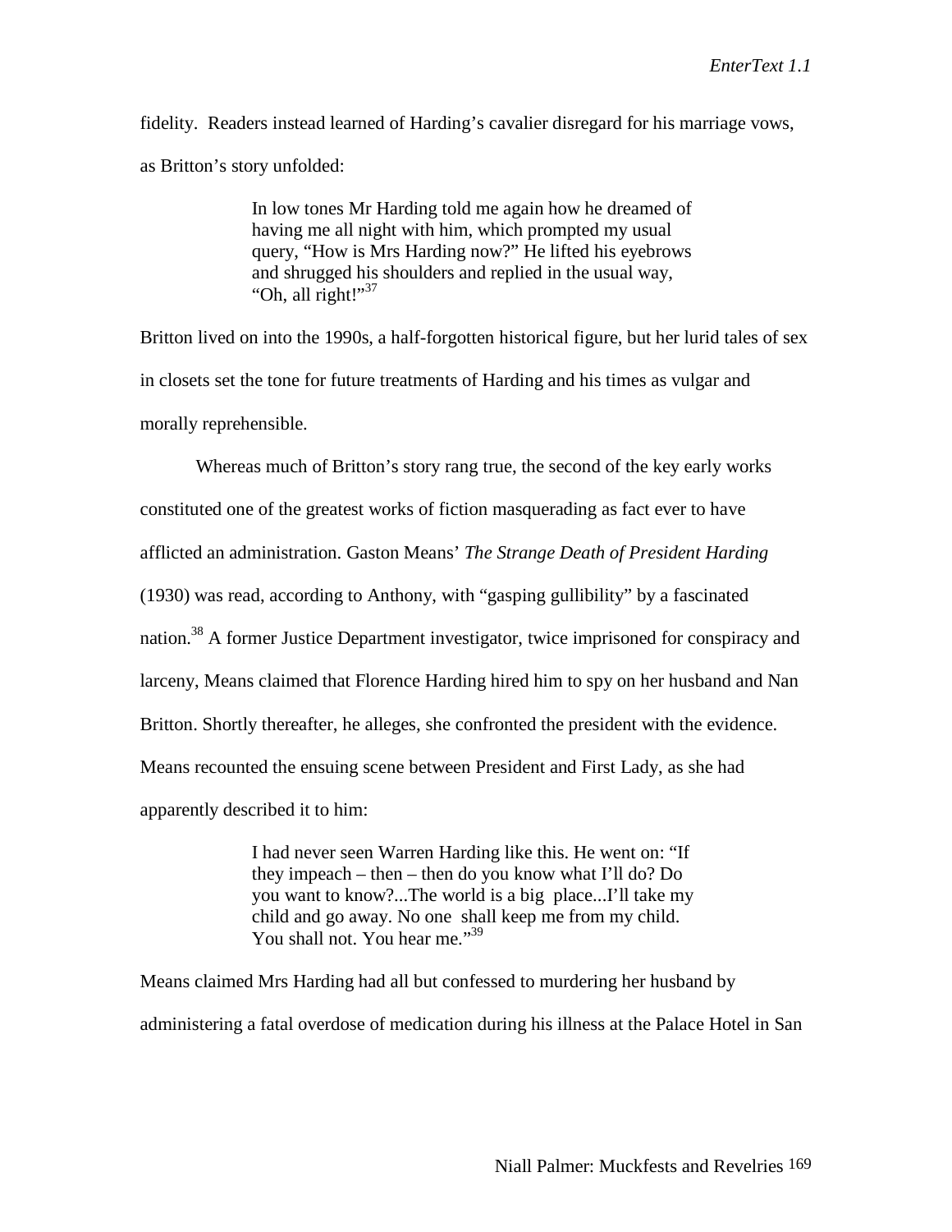fidelity. Readers instead learned of Harding's cavalier disregard for his marriage vows, as Britton's story unfolded:

> In low tones Mr Harding told me again how he dreamed of having me all night with him, which prompted my usual query, "How is Mrs Harding now?" He lifted his eyebrows and shrugged his shoulders and replied in the usual way, "Oh, all right!"[37]

Britton lived on into the 1990s, a half-forgotten historical figure, but her lurid tales of sex in closets set the tone for future treatments of Harding and his times as vulgar and morally reprehensible.

Whereas much of Britton's story rang true, the second of the key early works constituted one of the greatest works of fiction masquerading as fact ever to have afflicted an administration. Gaston Means' *The Strange Death of President Harding* (1930) was read, according to Anthony, with "gasping gullibility" by a fascinated nation.[38] A former Justice Department investigator, twice imprisoned for conspiracy and larceny, Means claimed that Florence Harding hired him to spy on her husband and Nan Britton. Shortly thereafter, he alleges, she confronted the president with the evidence. Means recounted the ensuing scene between President and First Lady, as she had apparently described it to him:

> I had never seen Warren Harding like this. He went on: "If they impeach – then – then do you know what I'll do? Do you want to know?...The world is a big place...I'll take my child and go away. No one shall keep me from my child. You shall not. You hear me."[39]

Means claimed Mrs Harding had all but confessed to murdering her husband by administering a fatal overdose of medication during his illness at the Palace Hotel in San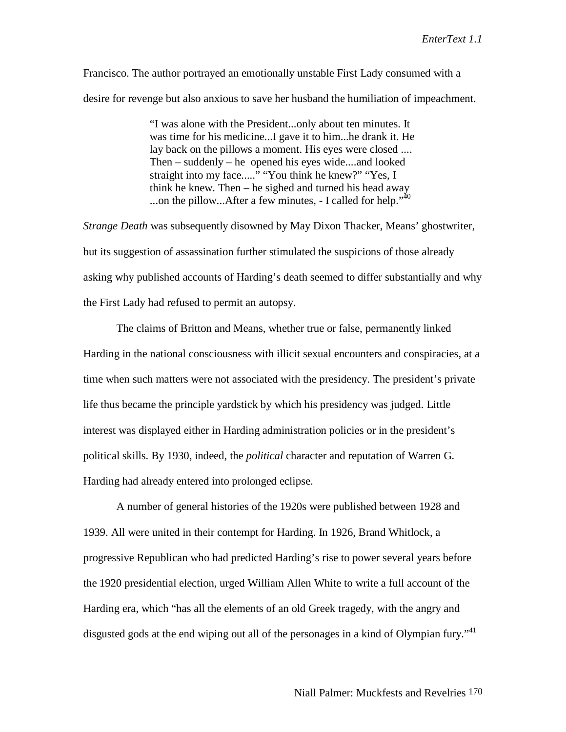Francisco. The author portrayed an emotionally unstable First Lady consumed with a desire for revenge but also anxious to save her husband the humiliation of impeachment.

> "I was alone with the President...only about ten minutes. It was time for his medicine...I gave it to him...he drank it. He lay back on the pillows a moment. His eyes were closed .... Then – suddenly – he opened his eyes wide....and looked straight into my face....." "You think he knew?" "Yes, I think he knew. Then – he sighed and turned his head away ...on the pillow...After a few minutes, - I called for help."[40]

*Strange Death* was subsequently disowned by May Dixon Thacker, Means' ghostwriter, but its suggestion of assassination further stimulated the suspicions of those already asking why published accounts of Harding's death seemed to differ substantially and why the First Lady had refused to permit an autopsy.

The claims of Britton and Means, whether true or false, permanently linked Harding in the national consciousness with illicit sexual encounters and conspiracies, at a time when such matters were not associated with the presidency. The president's private life thus became the principle yardstick by which his presidency was judged. Little interest was displayed either in Harding administration policies or in the president's political skills. By 1930, indeed, the *political* character and reputation of Warren G. Harding had already entered into prolonged eclipse.

A number of general histories of the 1920s were published between 1928 and 1939. All were united in their contempt for Harding. In 1926, Brand Whitlock, a progressive Republican who had predicted Harding's rise to power several years before the 1920 presidential election, urged William Allen White to write a full account of the Harding era, which "has all the elements of an old Greek tragedy, with the angry and disgusted gods at the end wiping out all of the personages in a kind of Olympian fury."[41]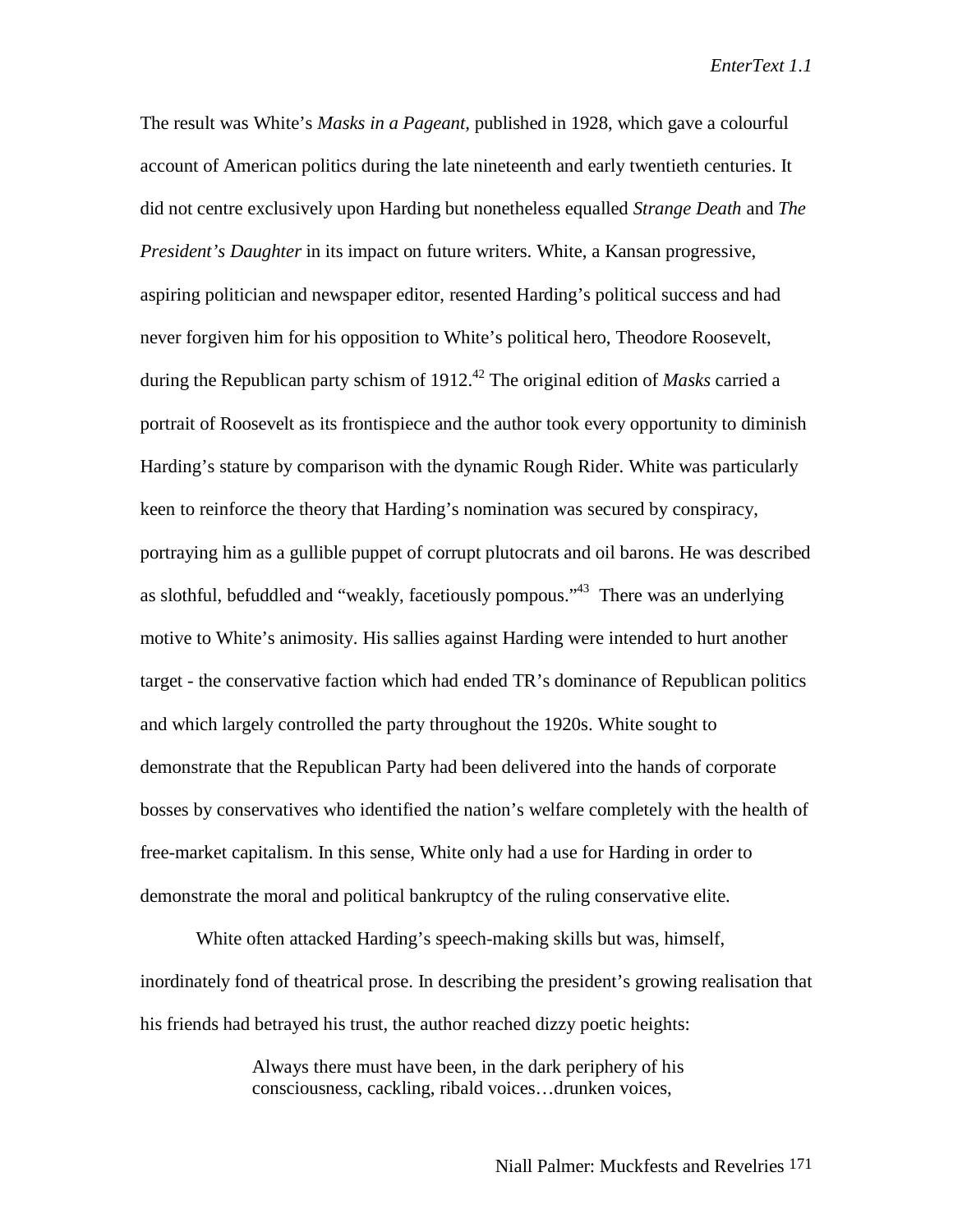The result was White's *Masks in a Pageant,* published in 1928, which gave a colourful account of American politics during the late nineteenth and early twentieth centuries. It did not centre exclusively upon Harding but nonetheless equalled *Strange Death* and *The President's Daughter* in its impact on future writers. White, a Kansan progressive, aspiring politician and newspaper editor, resented Harding's political success and had never forgiven him for his opposition to White's political hero, Theodore Roosevelt, during the Republican party schism of 1912.[42] The original edition of *Masks* carried a portrait of Roosevelt as its frontispiece and the author took every opportunity to diminish Harding's stature by comparison with the dynamic Rough Rider. White was particularly keen to reinforce the theory that Harding's nomination was secured by conspiracy, portraying him as a gullible puppet of corrupt plutocrats and oil barons. He was described as slothful, befuddled and "weakly, facetiously pompous."[43] There was an underlying motive to White's animosity. His sallies against Harding were intended to hurt another target - the conservative faction which had ended TR's dominance of Republican politics and which largely controlled the party throughout the 1920s. White sought to demonstrate that the Republican Party had been delivered into the hands of corporate bosses by conservatives who identified the nation's welfare completely with the health of free-market capitalism. In this sense, White only had a use for Harding in order to demonstrate the moral and political bankruptcy of the ruling conservative elite.

White often attacked Harding's speech-making skills but was, himself, inordinately fond of theatrical prose. In describing the president's growing realisation that his friends had betrayed his trust, the author reached dizzy poetic heights:

> Always there must have been, in the dark periphery of his consciousness, cackling, ribald voices…drunken voices,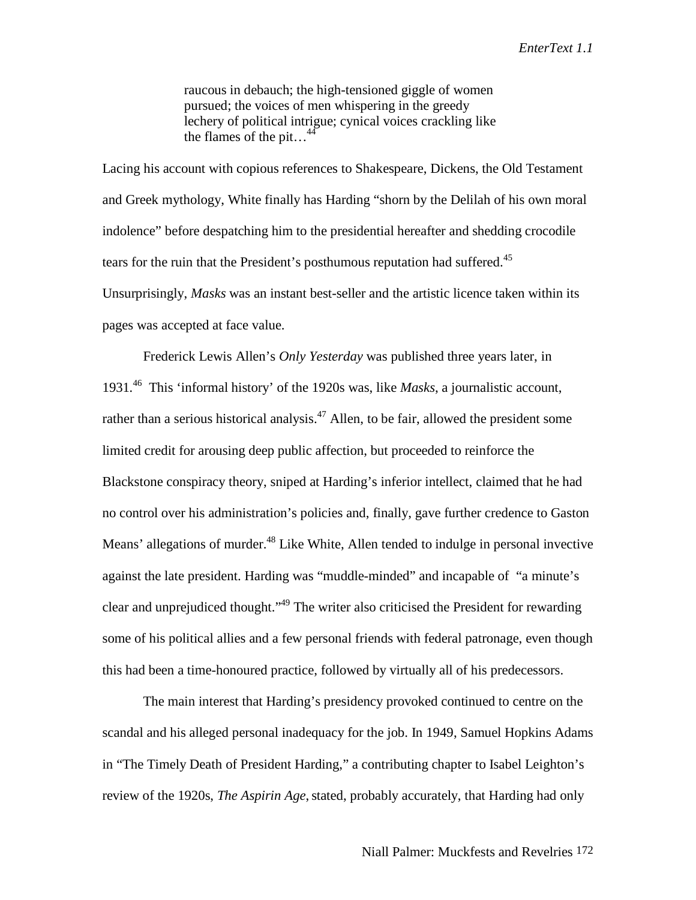> raucous in debauch; the high-tensioned giggle of women pursued; the voices of men whispering in the greedy lechery of political intrigue; cynical voices crackling like the flames of the pit…[44]

Lacing his account with copious references to Shakespeare, Dickens, the Old Testament and Greek mythology, White finally has Harding "shorn by the Delilah of his own moral indolence" before despatching him to the presidential hereafter and shedding crocodile tears for the ruin that the President's posthumous reputation had suffered.[45] Unsurprisingly, *Masks* was an instant best-seller and the artistic licence taken within its pages was accepted at face value.

Frederick Lewis Allen's *Only Yesterday* was published three years later, in 1931.[46] This 'informal history' of the 1920s was, like *Masks*, a journalistic account, rather than a serious historical analysis.[47] Allen, to be fair, allowed the president some limited credit for arousing deep public affection, but proceeded to reinforce the Blackstone conspiracy theory, sniped at Harding's inferior intellect, claimed that he had no control over his administration's policies and, finally, gave further credence to Gaston Means' allegations of murder.[48] Like White, Allen tended to indulge in personal invective against the late president. Harding was "muddle-minded" and incapable of "a minute's clear and unprejudiced thought."[49] The writer also criticised the President for rewarding some of his political allies and a few personal friends with federal patronage, even though this had been a time-honoured practice, followed by virtually all of his predecessors.

The main interest that Harding's presidency provoked continued to centre on the scandal and his alleged personal inadequacy for the job. In 1949, Samuel Hopkins Adams in "The Timely Death of President Harding," a contributing chapter to Isabel Leighton's review of the 1920s, *The Aspirin Age*, stated, probably accurately, that Harding had only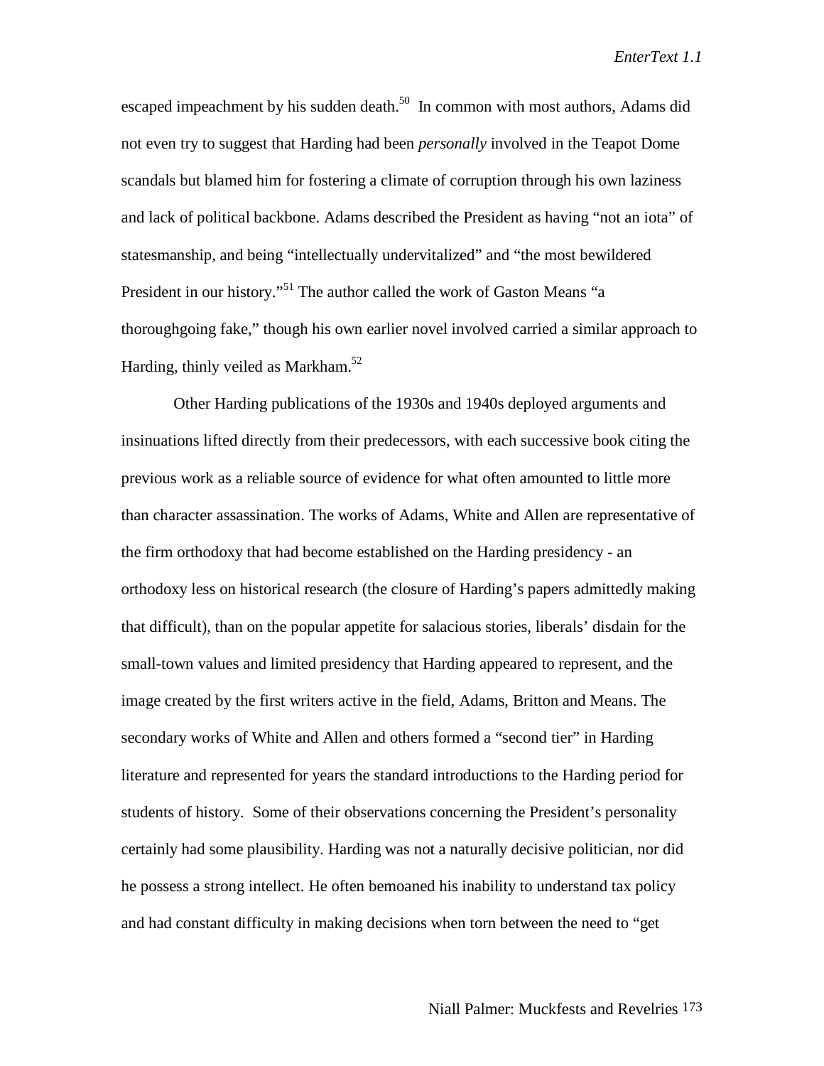escaped impeachment by his sudden death.[50] In common with most authors, Adams did not even try to suggest that Harding had been *personally* involved in the Teapot Dome scandals but blamed him for fostering a climate of corruption through his own laziness and lack of political backbone. Adams described the President as having "not an iota" of statesmanship, and being "intellectually undervitalized" and "the most bewildered President in our history."[51] The author called the work of Gaston Means "a thoroughgoing fake," though his own earlier novel involved carried a similar approach to Harding, thinly veiled as Markham.[52]

Other Harding publications of the 1930s and 1940s deployed arguments and insinuations lifted directly from their predecessors, with each successive book citing the previous work as a reliable source of evidence for what often amounted to little more than character assassination. The works of Adams, White and Allen are representative of the firm orthodoxy that had become established on the Harding presidency - an orthodoxy less on historical research (the closure of Harding's papers admittedly making that difficult), than on the popular appetite for salacious stories, liberals' disdain for the small-town values and limited presidency that Harding appeared to represent, and the image created by the first writers active in the field, Adams, Britton and Means. The secondary works of White and Allen and others formed a "second tier" in Harding literature and represented for years the standard introductions to the Harding period for students of history. Some of their observations concerning the President's personality certainly had some plausibility. Harding was not a naturally decisive politician, nor did he possess a strong intellect. He often bemoaned his inability to understand tax policy and had constant difficulty in making decisions when torn between the need to "get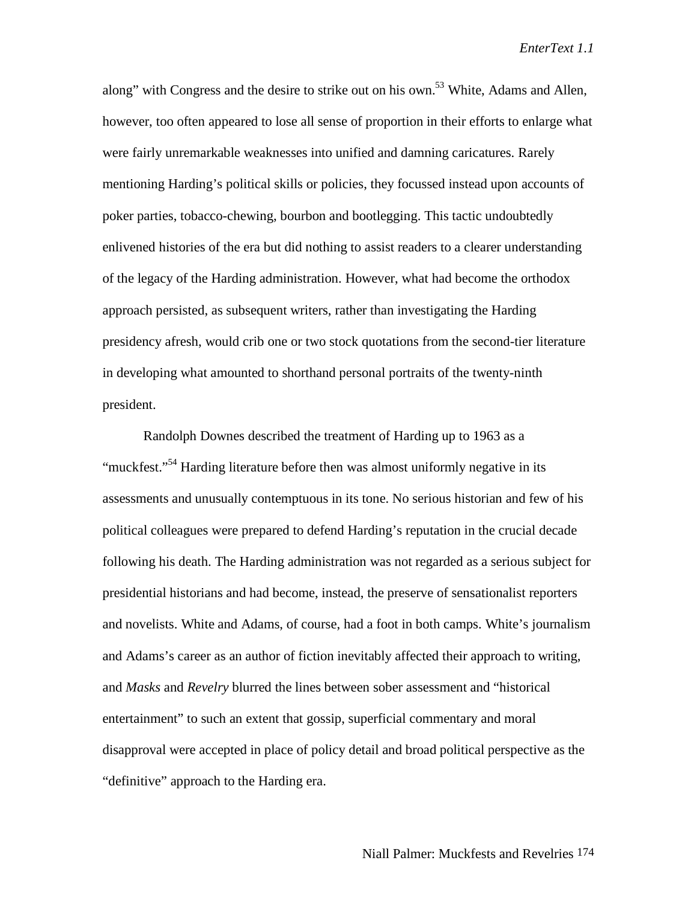along" with Congress and the desire to strike out on his own.[53] White, Adams and Allen, however, too often appeared to lose all sense of proportion in their efforts to enlarge what were fairly unremarkable weaknesses into unified and damning caricatures. Rarely mentioning Harding's political skills or policies, they focussed instead upon accounts of poker parties, tobacco-chewing, bourbon and bootlegging. This tactic undoubtedly enlivened histories of the era but did nothing to assist readers to a clearer understanding of the legacy of the Harding administration. However, what had become the orthodox approach persisted, as subsequent writers, rather than investigating the Harding presidency afresh, would crib one or two stock quotations from the second-tier literature in developing what amounted to shorthand personal portraits of the twenty-ninth president.

Randolph Downes described the treatment of Harding up to 1963 as a "muckfest."[54] Harding literature before then was almost uniformly negative in its assessments and unusually contemptuous in its tone. No serious historian and few of his political colleagues were prepared to defend Harding's reputation in the crucial decade following his death. The Harding administration was not regarded as a serious subject for presidential historians and had become, instead, the preserve of sensationalist reporters and novelists. White and Adams, of course, had a foot in both camps. White's journalism and Adams's career as an author of fiction inevitably affected their approach to writing, and *Masks* and *Revelry* blurred the lines between sober assessment and "historical entertainment" to such an extent that gossip, superficial commentary and moral disapproval were accepted in place of policy detail and broad political perspective as the "definitive" approach to the Harding era.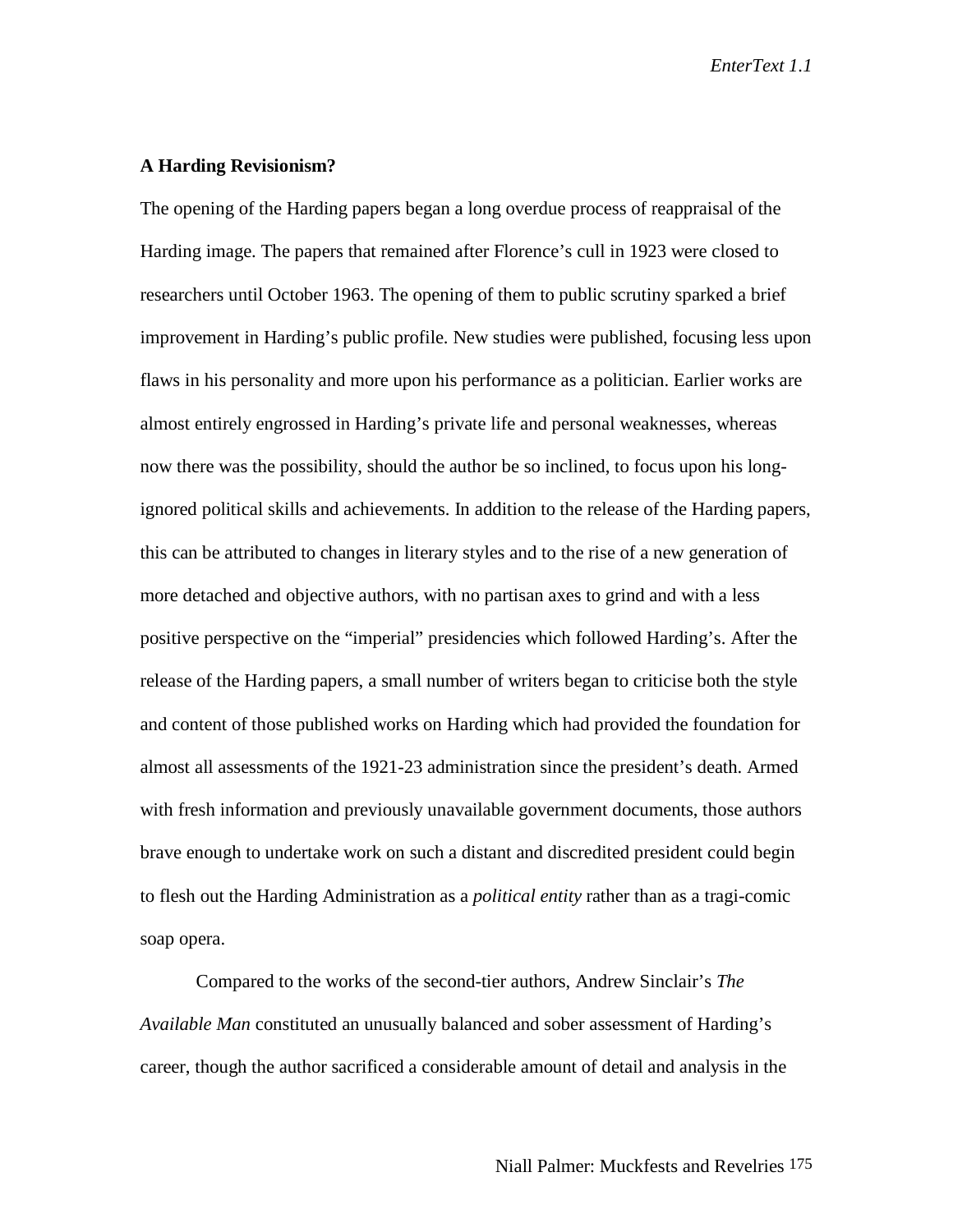**A Harding Revisionism?**

The opening of the Harding papers began a long overdue process of reappraisal of the Harding image. The papers that remained after Florence's cull in 1923 were closed to researchers until October 1963. The opening of them to public scrutiny sparked a brief improvement in Harding's public profile. New studies were published, focusing less upon flaws in his personality and more upon his performance as a politician. Earlier works are almost entirely engrossed in Harding's private life and personal weaknesses, whereas now there was the possibility, should the author be so inclined, to focus upon his long-ignored political skills and achievements. In addition to the release of the Harding papers, this can be attributed to changes in literary styles and to the rise of a new generation of more detached and objective authors, with no partisan axes to grind and with a less positive perspective on the "imperial" presidencies which followed Harding's. After the release of the Harding papers, a small number of writers began to criticise both the style and content of those published works on Harding which had provided the foundation for almost all assessments of the 1921-23 administration since the president's death. Armed with fresh information and previously unavailable government documents, those authors brave enough to undertake work on such a distant and discredited president could begin to flesh out the Harding Administration as a *political entity* rather than as a tragi-comic soap opera.

Compared to the works of the second-tier authors, Andrew Sinclair's *The Available Man* constituted an unusually balanced and sober assessment of Harding's career, though the author sacrificed a considerable amount of detail and analysis in the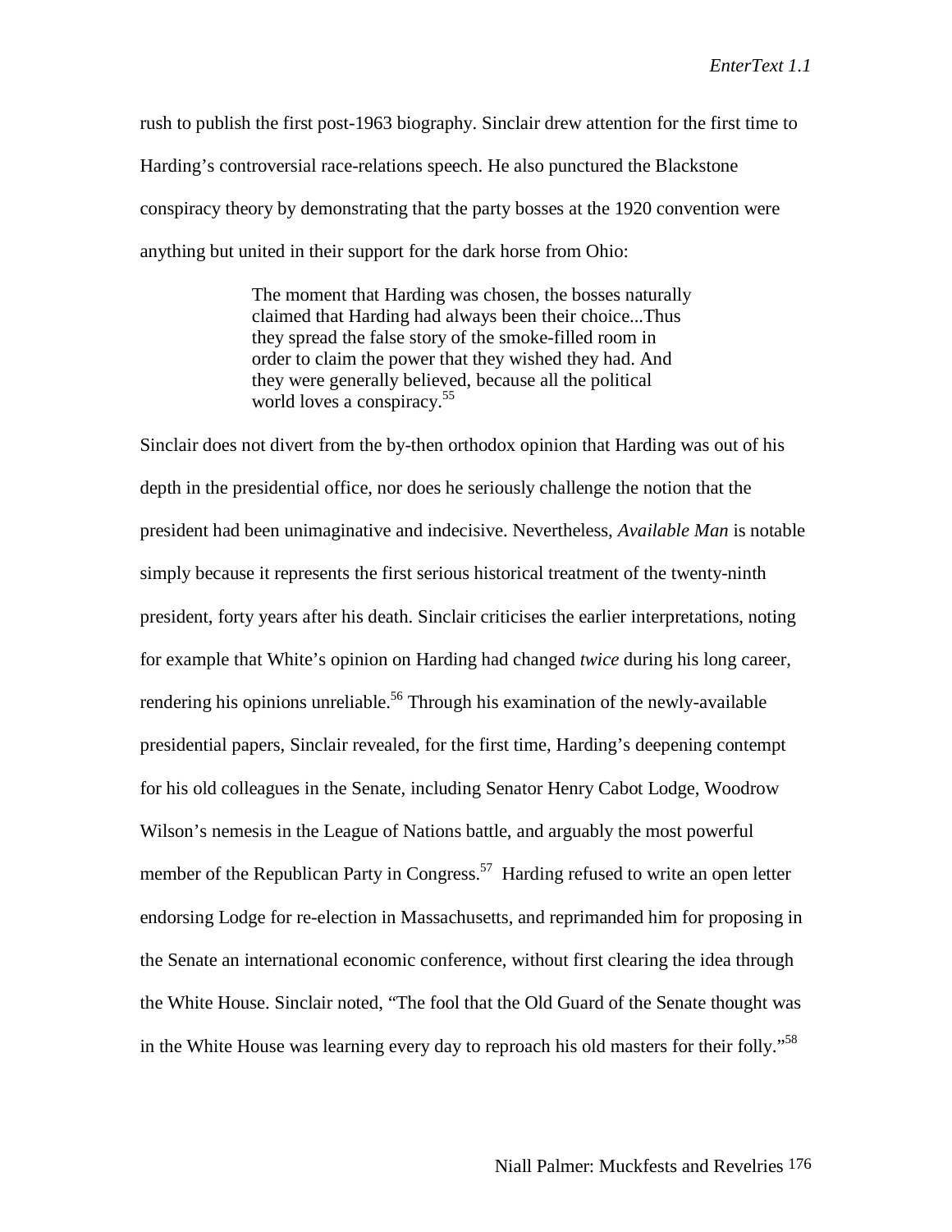rush to publish the first post-1963 biography. Sinclair drew attention for the first time to Harding's controversial race-relations speech. He also punctured the Blackstone conspiracy theory by demonstrating that the party bosses at the 1920 convention were anything but united in their support for the dark horse from Ohio:

> The moment that Harding was chosen, the bosses naturally claimed that Harding had always been their choice...Thus they spread the false story of the smoke-filled room in order to claim the power that they wished they had. And they were generally believed, because all the political world loves a conspiracy.[55]

Sinclair does not divert from the by-then orthodox opinion that Harding was out of his depth in the presidential office, nor does he seriously challenge the notion that the president had been unimaginative and indecisive. Nevertheless, *Available Man* is notable simply because it represents the first serious historical treatment of the twenty-ninth president, forty years after his death. Sinclair criticises the earlier interpretations, noting for example that White's opinion on Harding had changed *twice* during his long career, rendering his opinions unreliable.[56] Through his examination of the newly-available presidential papers, Sinclair revealed, for the first time, Harding's deepening contempt for his old colleagues in the Senate, including Senator Henry Cabot Lodge, Woodrow Wilson's nemesis in the League of Nations battle, and arguably the most powerful member of the Republican Party in Congress.[57] Harding refused to write an open letter endorsing Lodge for re-election in Massachusetts, and reprimanded him for proposing in the Senate an international economic conference, without first clearing the idea through the White House. Sinclair noted, "The fool that the Old Guard of the Senate thought was in the White House was learning every day to reproach his old masters for their folly."[58]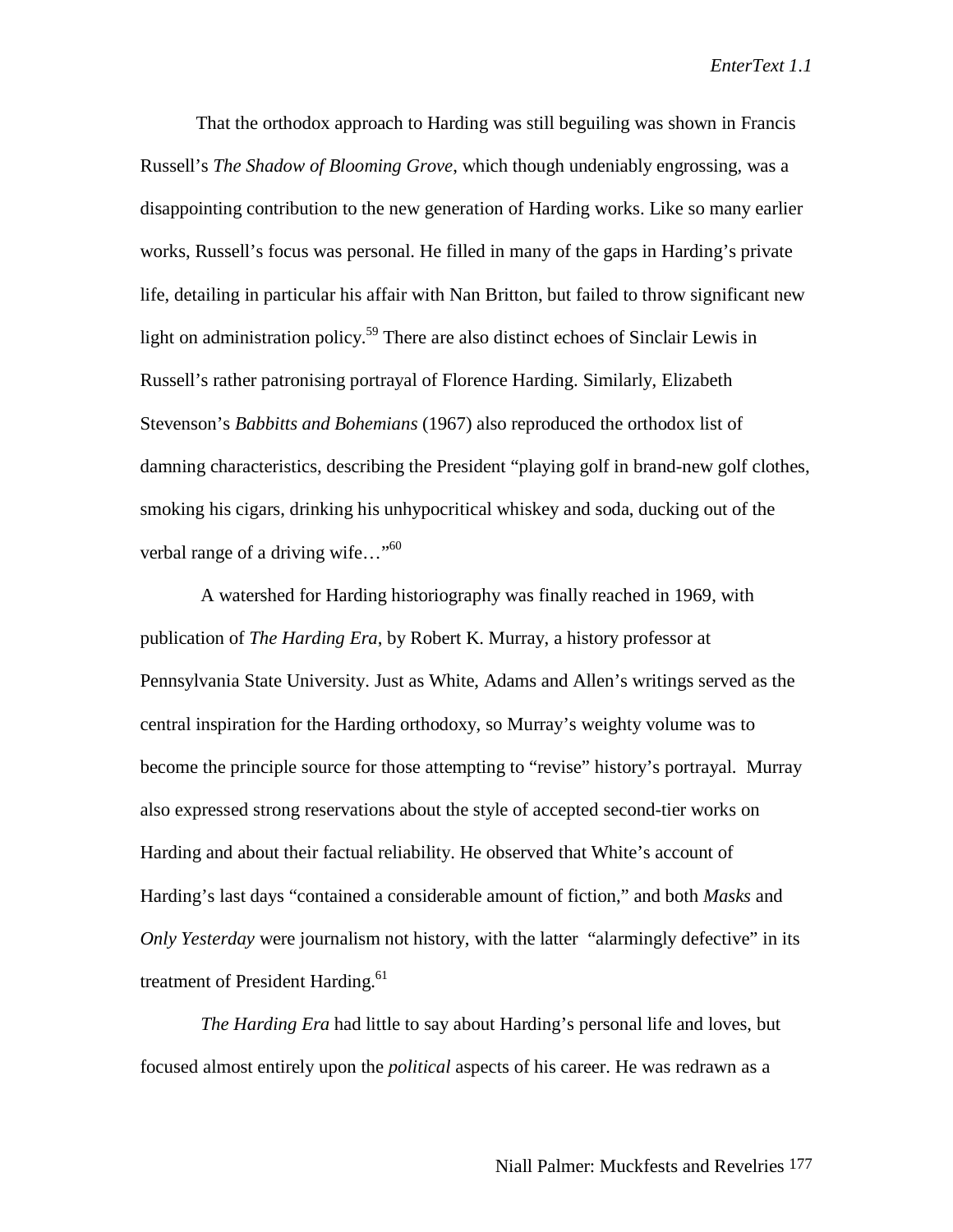That the orthodox approach to Harding was still beguiling was shown in Francis Russell's *The Shadow of Blooming Grove*, which though undeniably engrossing, was a disappointing contribution to the new generation of Harding works. Like so many earlier works, Russell's focus was personal. He filled in many of the gaps in Harding's private life, detailing in particular his affair with Nan Britton, but failed to throw significant new light on administration policy.[59] There are also distinct echoes of Sinclair Lewis in Russell's rather patronising portrayal of Florence Harding. Similarly, Elizabeth Stevenson's *Babbitts and Bohemians* (1967) also reproduced the orthodox list of damning characteristics, describing the President "playing golf in brand-new golf clothes, smoking his cigars, drinking his unhypocritical whiskey and soda, ducking out of the verbal range of a driving wife…"[60]

A watershed for Harding historiography was finally reached in 1969, with publication of *The Harding Era*, by Robert K. Murray, a history professor at Pennsylvania State University. Just as White, Adams and Allen's writings served as the central inspiration for the Harding orthodoxy, so Murray's weighty volume was to become the principle source for those attempting to "revise" history's portrayal. Murray also expressed strong reservations about the style of accepted second-tier works on Harding and about their factual reliability. He observed that White's account of Harding's last days "contained a considerable amount of fiction," and both *Masks* and *Only Yesterday* were journalism not history, with the latter "alarmingly defective" in its treatment of President Harding.[61]

*The Harding Era* had little to say about Harding's personal life and loves, but focused almost entirely upon the *political* aspects of his career. He was redrawn as a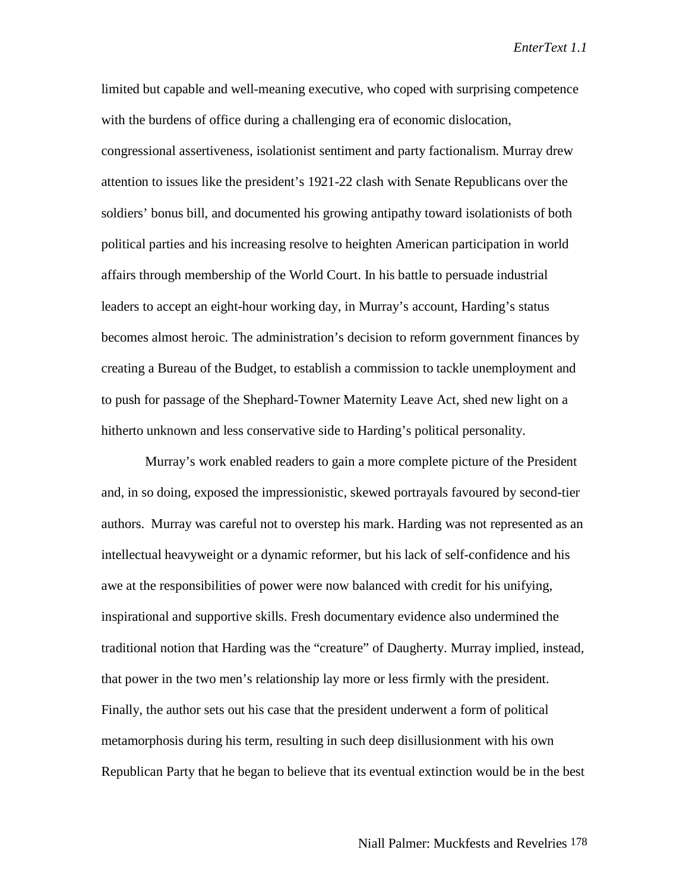limited but capable and well-meaning executive, who coped with surprising competence with the burdens of office during a challenging era of economic dislocation, congressional assertiveness, isolationist sentiment and party factionalism. Murray drew attention to issues like the president's 1921-22 clash with Senate Republicans over the soldiers' bonus bill, and documented his growing antipathy toward isolationists of both political parties and his increasing resolve to heighten American participation in world affairs through membership of the World Court. In his battle to persuade industrial leaders to accept an eight-hour working day, in Murray's account, Harding's status becomes almost heroic. The administration's decision to reform government finances by creating a Bureau of the Budget, to establish a commission to tackle unemployment and to push for passage of the Shephard-Towner Maternity Leave Act, shed new light on a hitherto unknown and less conservative side to Harding's political personality.

Murray's work enabled readers to gain a more complete picture of the President and, in so doing, exposed the impressionistic, skewed portrayals favoured by second-tier authors. Murray was careful not to overstep his mark. Harding was not represented as an intellectual heavyweight or a dynamic reformer, but his lack of self-confidence and his awe at the responsibilities of power were now balanced with credit for his unifying, inspirational and supportive skills. Fresh documentary evidence also undermined the traditional notion that Harding was the "creature" of Daugherty. Murray implied, instead, that power in the two men's relationship lay more or less firmly with the president. Finally, the author sets out his case that the president underwent a form of political metamorphosis during his term, resulting in such deep disillusionment with his own Republican Party that he began to believe that its eventual extinction would be in the best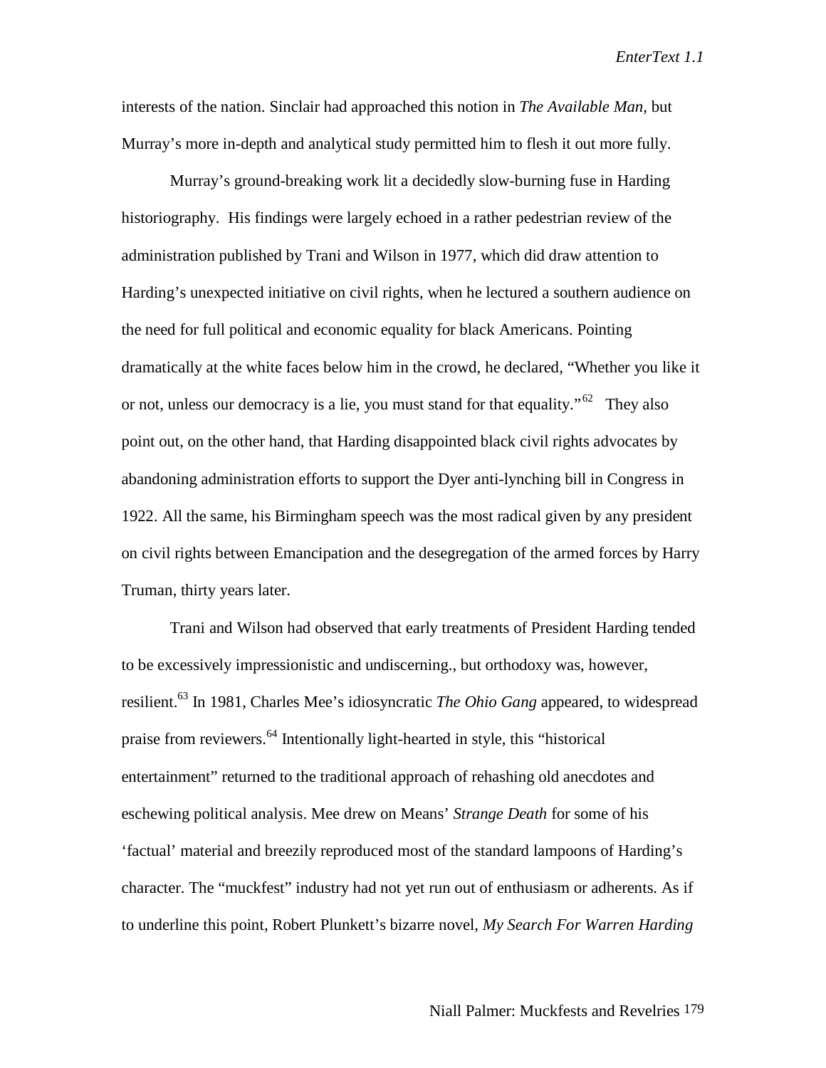interests of the nation. Sinclair had approached this notion in *The Available Man*, but Murray's more in-depth and analytical study permitted him to flesh it out more fully.

Murray's ground-breaking work lit a decidedly slow-burning fuse in Harding historiography. His findings were largely echoed in a rather pedestrian review of the administration published by Trani and Wilson in 1977, which did draw attention to Harding's unexpected initiative on civil rights, when he lectured a southern audience on the need for full political and economic equality for black Americans. Pointing dramatically at the white faces below him in the crowd, he declared, "Whether you like it or not, unless our democracy is a lie, you must stand for that equality."[62] They also point out, on the other hand, that Harding disappointed black civil rights advocates by abandoning administration efforts to support the Dyer anti-lynching bill in Congress in 1922. All the same, his Birmingham speech was the most radical given by any president on civil rights between Emancipation and the desegregation of the armed forces by Harry Truman, thirty years later.

Trani and Wilson had observed that early treatments of President Harding tended to be excessively impressionistic and undiscerning., but orthodoxy was, however, resilient.[63] In 1981, Charles Mee's idiosyncratic *The Ohio Gang* appeared, to widespread praise from reviewers.[64] Intentionally light-hearted in style, this "historical entertainment" returned to the traditional approach of rehashing old anecdotes and eschewing political analysis. Mee drew on Means' *Strange Death* for some of his 'factual' material and breezily reproduced most of the standard lampoons of Harding's character. The "muckfest" industry had not yet run out of enthusiasm or adherents. As if to underline this point, Robert Plunkett's bizarre novel, *My Search For Warren Harding*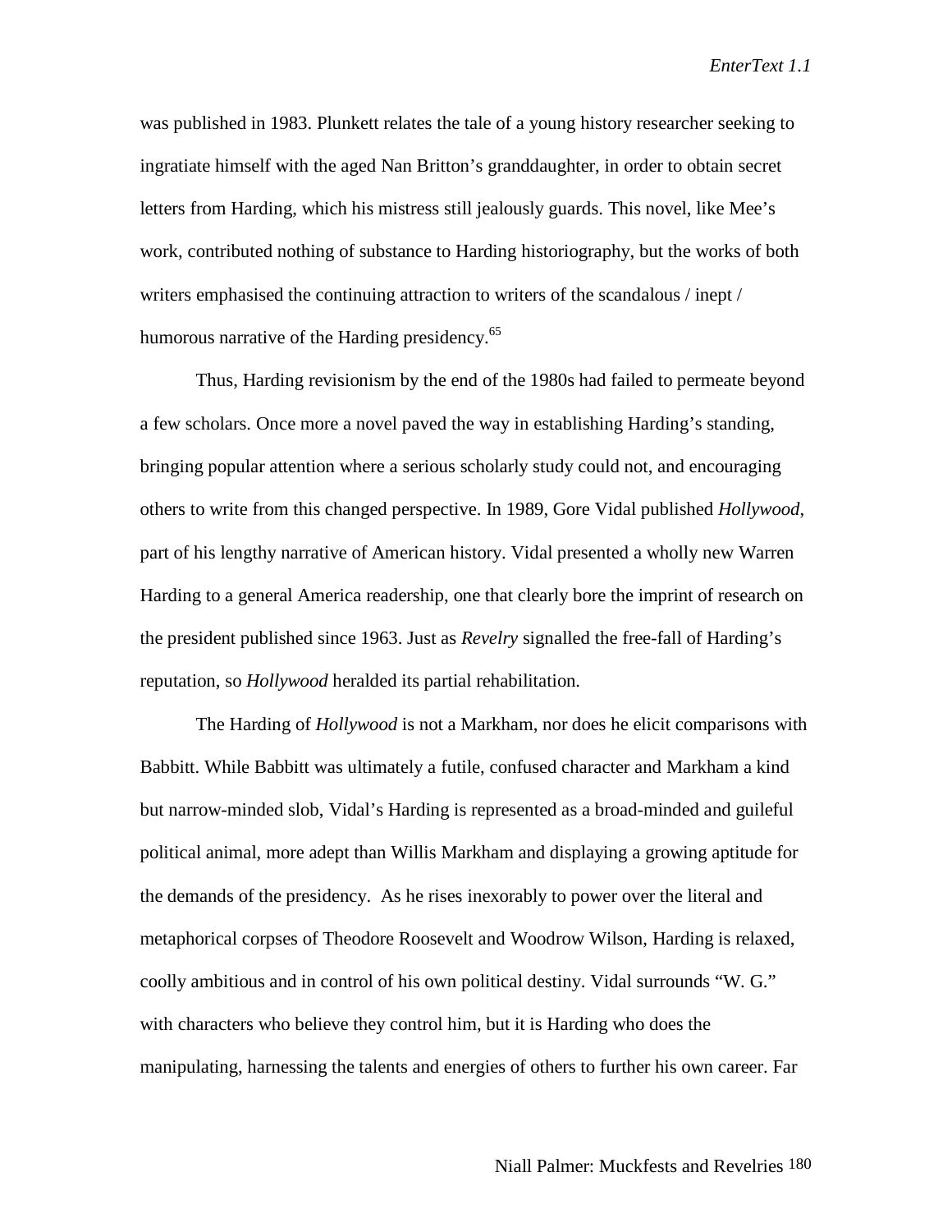was published in 1983. Plunkett relates the tale of a young history researcher seeking to ingratiate himself with the aged Nan Britton's granddaughter, in order to obtain secret letters from Harding, which his mistress still jealously guards. This novel, like Mee's work, contributed nothing of substance to Harding historiography, but the works of both writers emphasised the continuing attraction to writers of the scandalous / inept / humorous narrative of the Harding presidency.[65]

Thus, Harding revisionism by the end of the 1980s had failed to permeate beyond a few scholars. Once more a novel paved the way in establishing Harding's standing, bringing popular attention where a serious scholarly study could not, and encouraging others to write from this changed perspective. In 1989, Gore Vidal published *Hollywood*, part of his lengthy narrative of American history. Vidal presented a wholly new Warren Harding to a general America readership, one that clearly bore the imprint of research on the president published since 1963. Just as *Revelry* signalled the free-fall of Harding's reputation, so *Hollywood* heralded its partial rehabilitation.

The Harding of *Hollywood* is not a Markham, nor does he elicit comparisons with Babbitt. While Babbitt was ultimately a futile, confused character and Markham a kind but narrow-minded slob, Vidal's Harding is represented as a broad-minded and guileful political animal, more adept than Willis Markham and displaying a growing aptitude for the demands of the presidency. As he rises inexorably to power over the literal and metaphorical corpses of Theodore Roosevelt and Woodrow Wilson, Harding is relaxed, coolly ambitious and in control of his own political destiny. Vidal surrounds "W. G." with characters who believe they control him, but it is Harding who does the manipulating, harnessing the talents and energies of others to further his own career. Far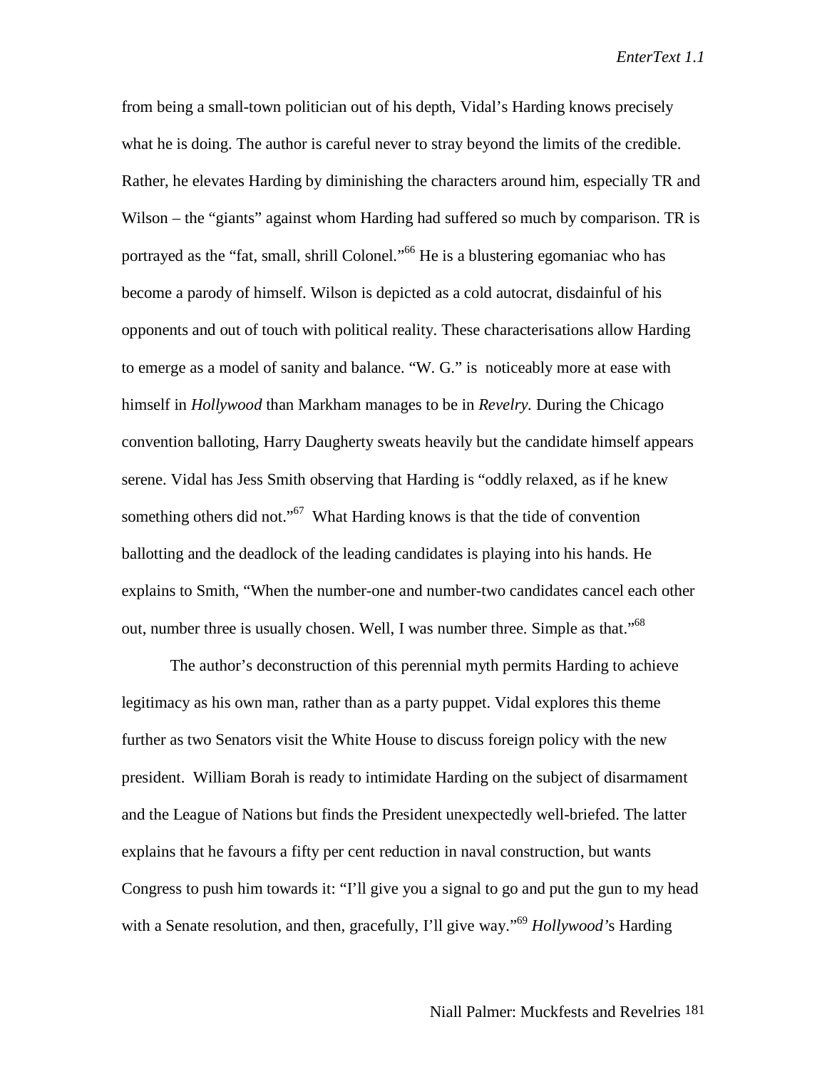from being a small-town politician out of his depth, Vidal's Harding knows precisely what he is doing. The author is careful never to stray beyond the limits of the credible. Rather, he elevates Harding by diminishing the characters around him, especially TR and Wilson – the "giants" against whom Harding had suffered so much by comparison. TR is portrayed as the "fat, small, shrill Colonel."[66] He is a blustering egomaniac who has become a parody of himself. Wilson is depicted as a cold autocrat, disdainful of his opponents and out of touch with political reality. These characterisations allow Harding to emerge as a model of sanity and balance. "W. G." is noticeably more at ease with himself in *Hollywood* than Markham manages to be in *Revelry.* During the Chicago convention balloting, Harry Daugherty sweats heavily but the candidate himself appears serene. Vidal has Jess Smith observing that Harding is "oddly relaxed, as if he knew something others did not."[67] What Harding knows is that the tide of convention ballotting and the deadlock of the leading candidates is playing into his hands. He explains to Smith, "When the number-one and number-two candidates cancel each other out, number three is usually chosen. Well, I was number three. Simple as that."[68]

The author's deconstruction of this perennial myth permits Harding to achieve legitimacy as his own man, rather than as a party puppet. Vidal explores this theme further as two Senators visit the White House to discuss foreign policy with the new president. William Borah is ready to intimidate Harding on the subject of disarmament and the League of Nations but finds the President unexpectedly well-briefed. The latter explains that he favours a fifty per cent reduction in naval construction, but wants Congress to push him towards it: "I'll give you a signal to go and put the gun to my head with a Senate resolution, and then, gracefully, I'll give way."[69] *Hollywood'*s Harding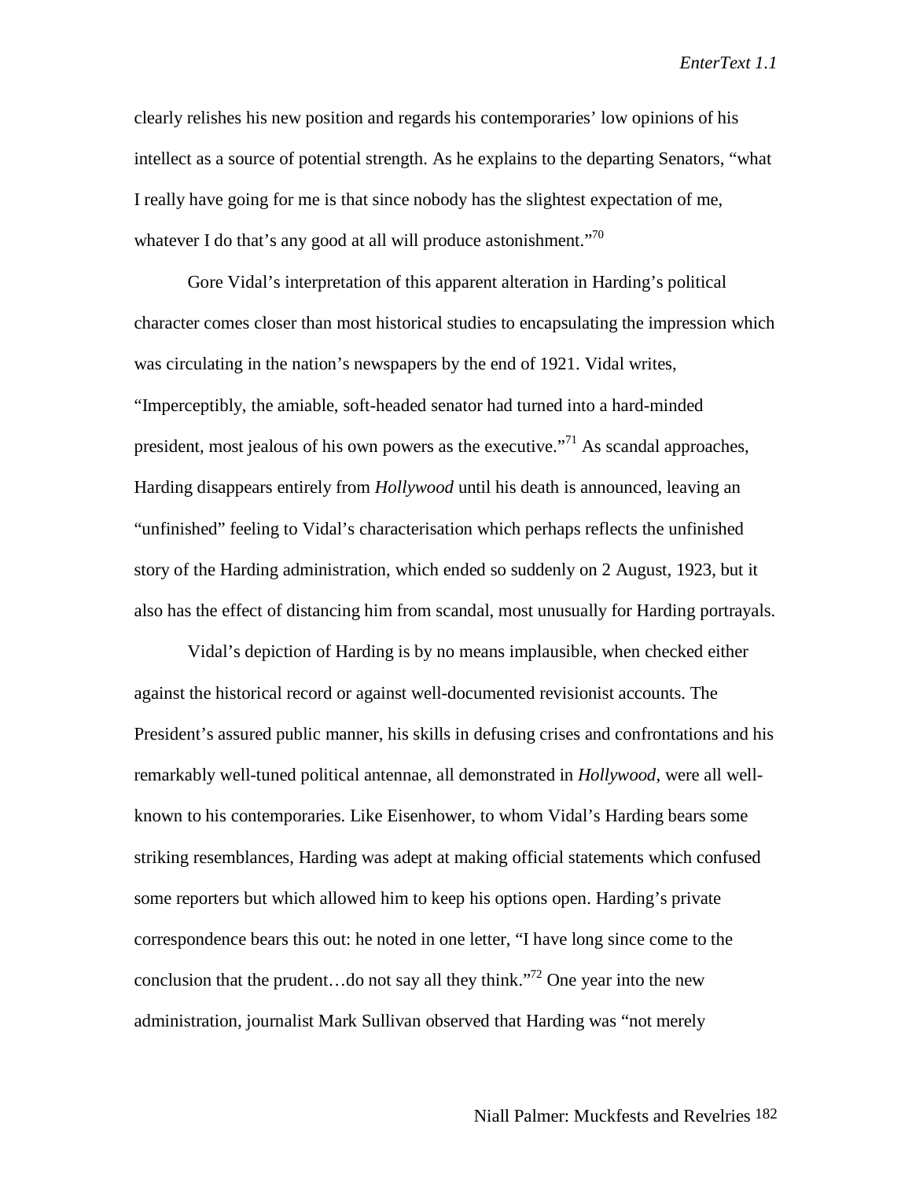clearly relishes his new position and regards his contemporaries' low opinions of his intellect as a source of potential strength. As he explains to the departing Senators, "what I really have going for me is that since nobody has the slightest expectation of me, whatever I do that's any good at all will produce astonishment."[70]

Gore Vidal's interpretation of this apparent alteration in Harding's political character comes closer than most historical studies to encapsulating the impression which was circulating in the nation's newspapers by the end of 1921. Vidal writes, "Imperceptibly, the amiable, soft-headed senator had turned into a hard-minded president, most jealous of his own powers as the executive."[71] As scandal approaches, Harding disappears entirely from *Hollywood* until his death is announced, leaving an "unfinished" feeling to Vidal's characterisation which perhaps reflects the unfinished story of the Harding administration, which ended so suddenly on 2 August, 1923, but it also has the effect of distancing him from scandal, most unusually for Harding portrayals.

Vidal's depiction of Harding is by no means implausible, when checked either against the historical record or against well-documented revisionist accounts. The President's assured public manner, his skills in defusing crises and confrontations and his remarkably well-tuned political antennae, all demonstrated in *Hollywood*, were all well-known to his contemporaries. Like Eisenhower, to whom Vidal's Harding bears some striking resemblances, Harding was adept at making official statements which confused some reporters but which allowed him to keep his options open. Harding's private correspondence bears this out: he noted in one letter, "I have long since come to the conclusion that the prudent…do not say all they think."[72] One year into the new administration, journalist Mark Sullivan observed that Harding was "not merely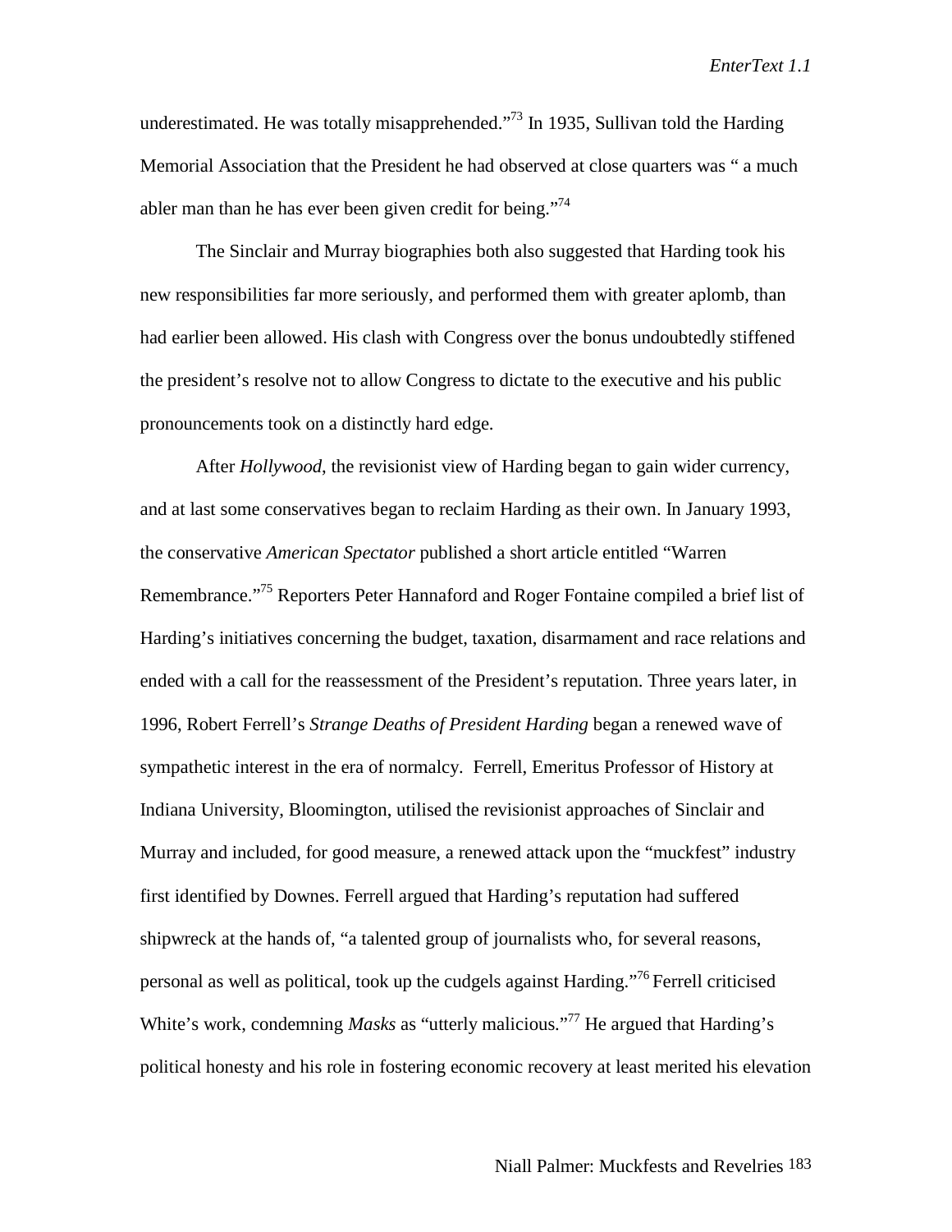underestimated. He was totally misapprehended."[73] In 1935, Sullivan told the Harding Memorial Association that the President he had observed at close quarters was " a much abler man than he has ever been given credit for being."[74]

The Sinclair and Murray biographies both also suggested that Harding took his new responsibilities far more seriously, and performed them with greater aplomb, than had earlier been allowed. His clash with Congress over the bonus undoubtedly stiffened the president's resolve not to allow Congress to dictate to the executive and his public pronouncements took on a distinctly hard edge.

After *Hollywood*, the revisionist view of Harding began to gain wider currency, and at last some conservatives began to reclaim Harding as their own. In January 1993, the conservative *American Spectator* published a short article entitled "Warren Remembrance."[75] Reporters Peter Hannaford and Roger Fontaine compiled a brief list of Harding's initiatives concerning the budget, taxation, disarmament and race relations and ended with a call for the reassessment of the President's reputation. Three years later, in 1996, Robert Ferrell's *Strange Deaths of President Harding* began a renewed wave of sympathetic interest in the era of normalcy. Ferrell, Emeritus Professor of History at Indiana University, Bloomington, utilised the revisionist approaches of Sinclair and Murray and included, for good measure, a renewed attack upon the "muckfest" industry first identified by Downes. Ferrell argued that Harding's reputation had suffered shipwreck at the hands of, "a talented group of journalists who, for several reasons, personal as well as political, took up the cudgels against Harding."[76] Ferrell criticised White's work, condemning *Masks* as "utterly malicious."[77] He argued that Harding's political honesty and his role in fostering economic recovery at least merited his elevation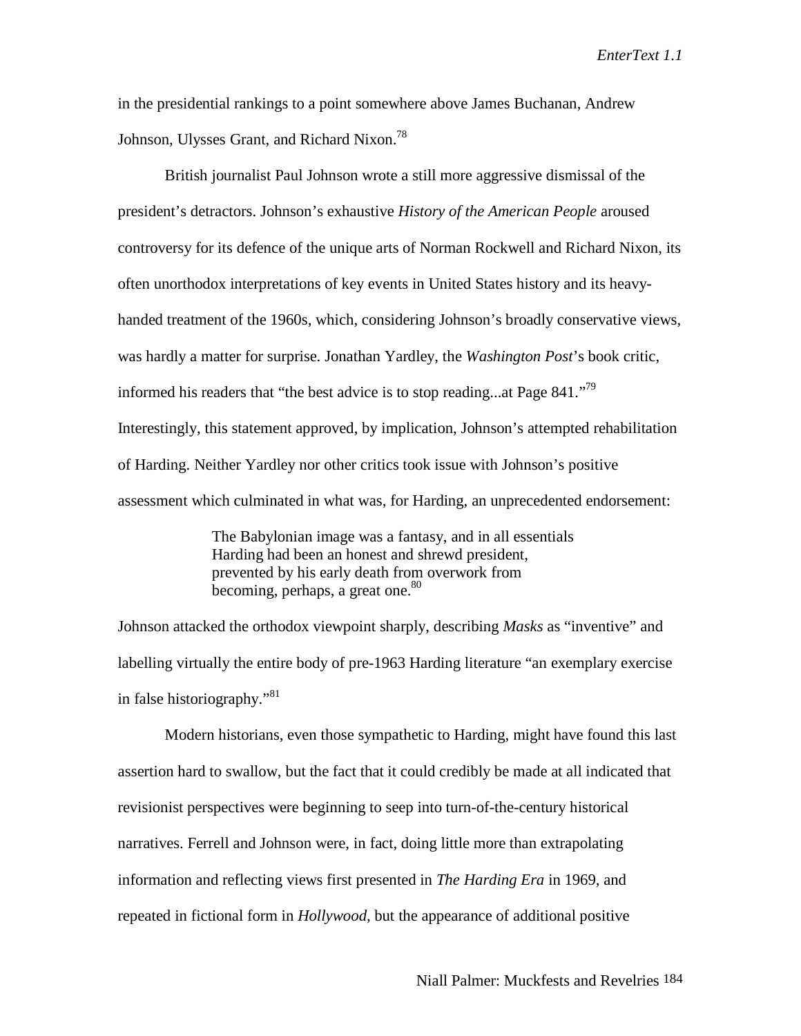in the presidential rankings to a point somewhere above James Buchanan, Andrew Johnson, Ulysses Grant, and Richard Nixon.[78]

British journalist Paul Johnson wrote a still more aggressive dismissal of the president's detractors. Johnson's exhaustive *History of the American People* aroused controversy for its defence of the unique arts of Norman Rockwell and Richard Nixon, its often unorthodox interpretations of key events in United States history and its heavy-handed treatment of the 1960s, which, considering Johnson's broadly conservative views, was hardly a matter for surprise. Jonathan Yardley, the *Washington Post*'s book critic, informed his readers that "the best advice is to stop reading...at Page 841."[79] Interestingly, this statement approved, by implication, Johnson's attempted rehabilitation of Harding. Neither Yardley nor other critics took issue with Johnson's positive assessment which culminated in what was, for Harding, an unprecedented endorsement:

> The Babylonian image was a fantasy, and in all essentials Harding had been an honest and shrewd president, prevented by his early death from overwork from becoming, perhaps, a great one.[80]

Johnson attacked the orthodox viewpoint sharply, describing *Masks* as "inventive" and labelling virtually the entire body of pre-1963 Harding literature "an exemplary exercise in false historiography."[81]

Modern historians, even those sympathetic to Harding, might have found this last assertion hard to swallow, but the fact that it could credibly be made at all indicated that revisionist perspectives were beginning to seep into turn-of-the-century historical narratives. Ferrell and Johnson were, in fact, doing little more than extrapolating information and reflecting views first presented in *The Harding Era* in 1969, and repeated in fictional form in *Hollywood,* but the appearance of additional positive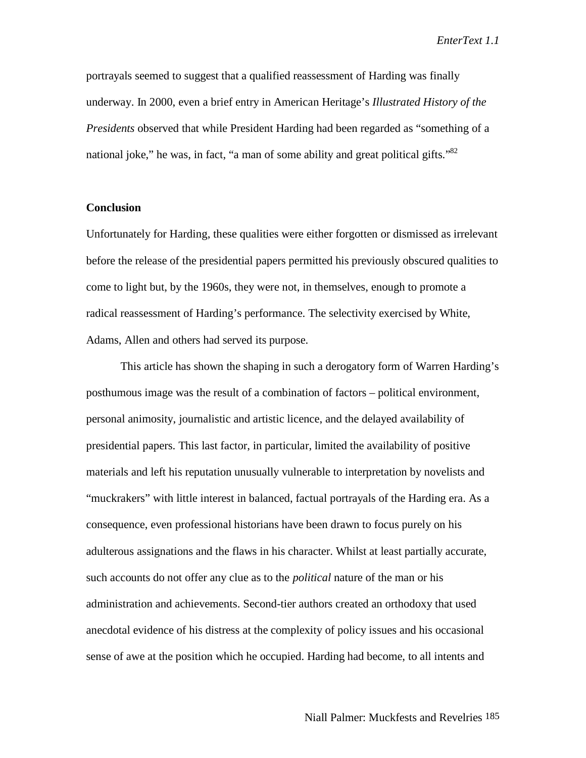portrayals seemed to suggest that a qualified reassessment of Harding was finally underway. In 2000, even a brief entry in American Heritage's *Illustrated History of the Presidents* observed that while President Harding had been regarded as "something of a national joke," he was, in fact, "a man of some ability and great political gifts."[82]

### Conclusion

Unfortunately for Harding, these qualities were either forgotten or dismissed as irrelevant before the release of the presidential papers permitted his previously obscured qualities to come to light but, by the 1960s, they were not, in themselves, enough to promote a radical reassessment of Harding's performance. The selectivity exercised by White, Adams, Allen and others had served its purpose.

This article has shown the shaping in such a derogatory form of Warren Harding's posthumous image was the result of a combination of factors – political environment, personal animosity, journalistic and artistic licence, and the delayed availability of presidential papers. This last factor, in particular, limited the availability of positive materials and left his reputation unusually vulnerable to interpretation by novelists and "muckrakers" with little interest in balanced, factual portrayals of the Harding era. As a consequence, even professional historians have been drawn to focus purely on his adulterous assignations and the flaws in his character. Whilst at least partially accurate, such accounts do not offer any clue as to the *political* nature of the man or his administration and achievements. Second-tier authors created an orthodoxy that used anecdotal evidence of his distress at the complexity of policy issues and his occasional sense of awe at the position which he occupied. Harding had become, to all intents and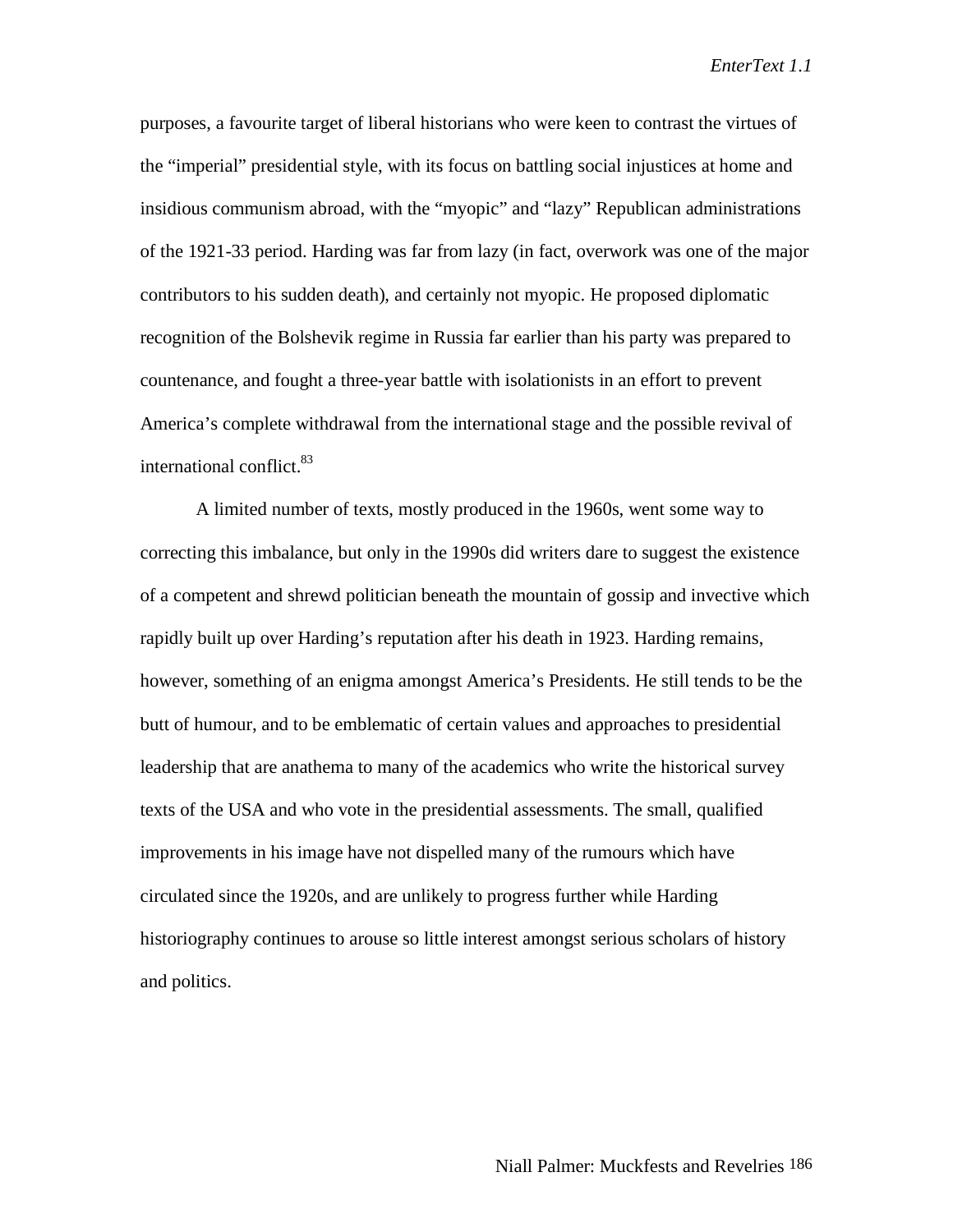purposes, a favourite target of liberal historians who were keen to contrast the virtues of the "imperial" presidential style, with its focus on battling social injustices at home and insidious communism abroad, with the "myopic" and "lazy" Republican administrations of the 1921-33 period. Harding was far from lazy (in fact, overwork was one of the major contributors to his sudden death), and certainly not myopic. He proposed diplomatic recognition of the Bolshevik regime in Russia far earlier than his party was prepared to countenance, and fought a three-year battle with isolationists in an effort to prevent America's complete withdrawal from the international stage and the possible revival of international conflict.[83]

A limited number of texts, mostly produced in the 1960s, went some way to correcting this imbalance, but only in the 1990s did writers dare to suggest the existence of a competent and shrewd politician beneath the mountain of gossip and invective which rapidly built up over Harding's reputation after his death in 1923. Harding remains, however, something of an enigma amongst America's Presidents. He still tends to be the butt of humour, and to be emblematic of certain values and approaches to presidential leadership that are anathema to many of the academics who write the historical survey texts of the USA and who vote in the presidential assessments. The small, qualified improvements in his image have not dispelled many of the rumours which have circulated since the 1920s, and are unlikely to progress further while Harding historiography continues to arouse so little interest amongst serious scholars of history and politics.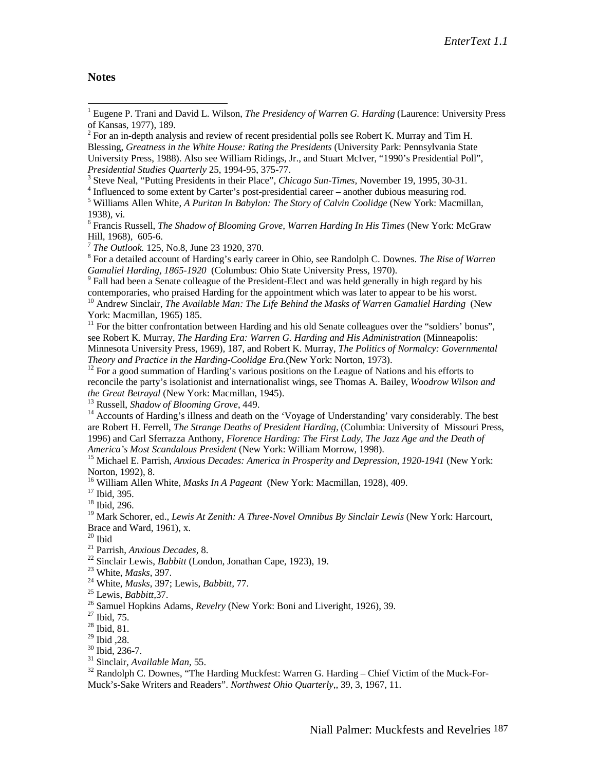## Notes

[1] Eugene P. Trani and David L. Wilson, *The Presidency of Warren G. Harding* (Laurence: University Press of Kansas, 1977), 189.

[2] For an in-depth analysis and review of recent presidential polls see Robert K. Murray and Tim H. Blessing, *Greatness in the White House: Rating the Presidents* (University Park: Pennsylvania State University Press, 1988). Also see William Ridings, Jr., and Stuart McIver, "1990's Presidential Poll", *Presidential Studies Quarterly* 25, 1994-95, 375-77.

[3] Steve Neal, "Putting Presidents in their Place", *Chicago Sun-Times*, November 19, 1995, 30-31.

[4] Influenced to some extent by Carter's post-presidential career – another dubious measuring rod.

[5] Williams Allen White, *A Puritan In Babylon: The Story of Calvin Coolidge* (New York: Macmillan, 1938), vi.

[6] Francis Russell, *The Shadow of Blooming Grove, Warren Harding In His Times* (New York: McGraw Hill, 1968), 605-6.

[7] *The Outlook.* 125, No.8, June 23 1920, 370.

[8] For a detailed account of Harding's early career in Ohio, see Randolph C. Downes. *The Rise of Warren Gamaliel Harding, 1865-1920* (Columbus: Ohio State University Press, 1970).

[9] Fall had been a Senate colleague of the President-Elect and was held generally in high regard by his contemporaries, who praised Harding for the appointment which was later to appear to be his worst.

[10] Andrew Sinclair, *The Available Man: The Life Behind the Masks of Warren Gamaliel Harding* (New York: Macmillan, 1965) 185.

[11] For the bitter confrontation between Harding and his old Senate colleagues over the "soldiers' bonus", see Robert K. Murray, *The Harding Era: Warren G. Harding and His Administration* (Minneapolis: Minnesota University Press, 1969), 187, and Robert K. Murray, *The Politics of Normalcy: Governmental Theory and Practice in the Harding-Coolidge Era.*(New York: Norton, 1973).

[12] For a good summation of Harding's various positions on the League of Nations and his efforts to reconcile the party's isolationist and internationalist wings, see Thomas A. Bailey, *Woodrow Wilson and the Great Betrayal* (New York: Macmillan, 1945).

[13] Russell, *Shadow of Blooming Grove*, 449.

[14] Accounts of Harding's illness and death on the 'Voyage of Understanding' vary considerably. The best are Robert H. Ferrell, *The Strange Deaths of President Harding*, (Columbia: University of Missouri Press, 1996) and Carl Sferrazza Anthony, *Florence Harding: The First Lady, The Jazz Age and the Death of America's Most Scandalous President* (New York: William Morrow, 1998).

[15] Michael E. Parrish, *Anxious Decades: America in Prosperity and Depression, 1920-1941* (New York: Norton, 1992), 8.

[16] William Allen White, *Masks In A Pageant* (New York: Macmillan, 1928), 409.

[17] Ibid, 395.

[18] Ibid, 296.

[19] Mark Schorer, ed., *Lewis At Zenith: A Three-Novel Omnibus By Sinclair Lewis* (New York: Harcourt, Brace and Ward, 1961), x.

[20] Ibid

[21] Parrish, *Anxious Decades*, 8.

[22] Sinclair Lewis, *Babbitt* (London, Jonathan Cape, 1923), 19.

[23] White, *Masks*, 397.

[24] White, *Masks*, 397; Lewis, *Babbitt*, 77.

[25] Lewis, *Babbitt*,37.

[26] Samuel Hopkins Adams, *Revelry* (New York: Boni and Liveright, 1926), 39.

[27] Ibid, 75.

[28] Ibid, 81.

[29] Ibid ,28.

[30] Ibid, 236-7.

[31] Sinclair, *Available Man*, 55.

[32] Randolph C. Downes, "The Harding Muckfest: Warren G. Harding – Chief Victim of the Muck-For-Muck's-Sake Writers and Readers". *Northwest Ohio Quarterly*,, 39, 3, 1967, 11.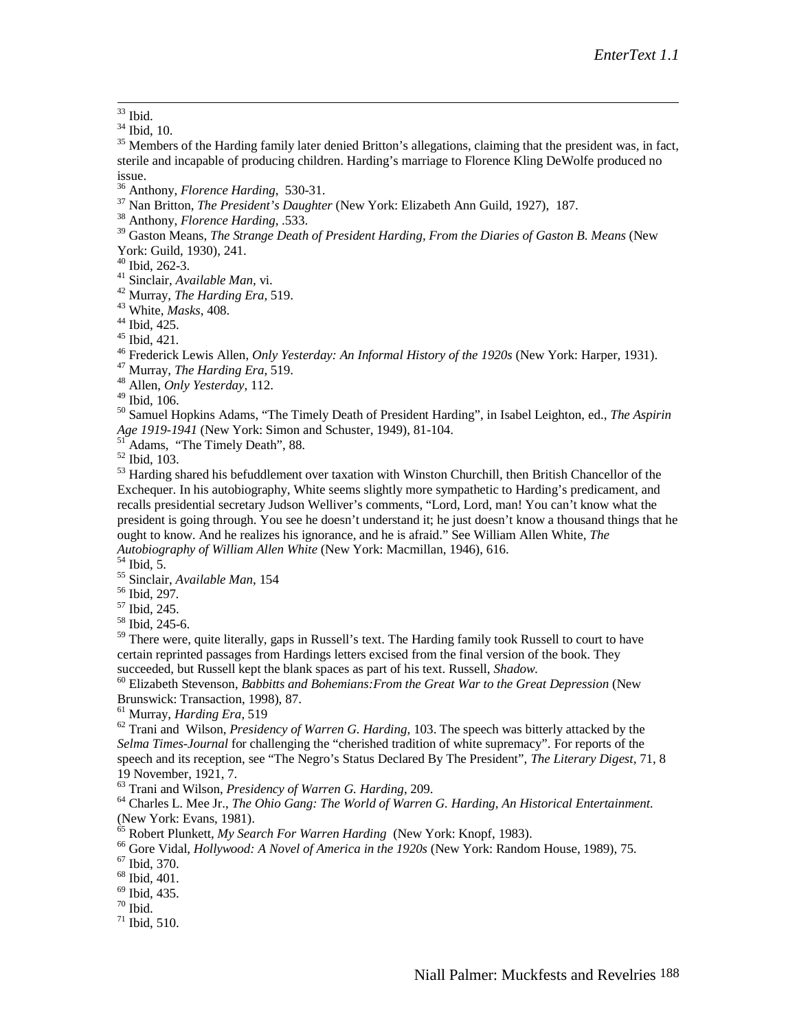[33] Ibid.

[34] Ibid, 10.

[35] Members of the Harding family later denied Britton's allegations, claiming that the president was, in fact, sterile and incapable of producing children. Harding's marriage to Florence Kling DeWolfe produced no issue.

[36] Anthony, *Florence Harding*, 530-31.

[37] Nan Britton, *The President's Daughter* (New York: Elizabeth Ann Guild, 1927), 187.

[38] Anthony, *Florence Harding*, .533.

[39] Gaston Means, *The Strange Death of President Harding, From the Diaries of Gaston B. Means* (New York: Guild, 1930), 241.

[40] Ibid, 262-3.

[41] Sinclair, *Available Man*, vi.

[42] Murray, *The Harding Era*, 519.

[43] White, *Masks*, 408.

[44] Ibid, 425.

[45] Ibid, 421.

[46] Frederick Lewis Allen, *Only Yesterday: An Informal History of the 1920s* (New York: Harper, 1931).

[47] Murray, *The Harding Era*, 519.

[48] Allen, *Only Yesterday*, 112.

[49] Ibid, 106.

[50] Samuel Hopkins Adams, "The Timely Death of President Harding", in Isabel Leighton, ed., *The Aspirin Age 1919-1941* (New York: Simon and Schuster, 1949), 81-104.

[51] Adams, "The Timely Death", 88.

[52] Ibid, 103.

[53] Harding shared his befuddlement over taxation with Winston Churchill, then British Chancellor of the Exchequer. In his autobiography, White seems slightly more sympathetic to Harding's predicament, and recalls presidential secretary Judson Welliver's comments, "Lord, Lord, man! You can't know what the president is going through. You see he doesn't understand it; he just doesn't know a thousand things that he ought to know. And he realizes his ignorance, and he is afraid." See William Allen White, *The Autobiography of William Allen White* (New York: Macmillan, 1946), 616.

[54] Ibid, 5.

[55] Sinclair, *Available Man*, 154

[56] Ibid, 297.

[57] Ibid, 245.

[58] Ibid, 245-6.

[59] There were, quite literally, gaps in Russell's text. The Harding family took Russell to court to have certain reprinted passages from Hardings letters excised from the final version of the book. They succeeded, but Russell kept the blank spaces as part of his text. Russell, *Shadow*.

[60] Elizabeth Stevenson, *Babbitts and Bohemians:From the Great War to the Great Depression* (New Brunswick: Transaction, 1998), 87.

[61] Murray, *Harding Era*, 519

[62] Trani and Wilson, *Presidency of Warren G. Harding*, 103. The speech was bitterly attacked by the *Selma Times-Journal* for challenging the "cherished tradition of white supremacy". For reports of the speech and its reception, see "The Negro's Status Declared By The President", *The Literary Digest*, 71, 8 19 November, 1921, 7.

[63] Trani and Wilson, *Presidency of Warren G. Harding*, 209.

[64] Charles L. Mee Jr., *The Ohio Gang: The World of Warren G. Harding, An Historical Entertainment.* (New York: Evans, 1981).

[65] Robert Plunkett, *My Search For Warren Harding* (New York: Knopf, 1983).

[66] Gore Vidal, *Hollywood: A Novel of America in the 1920s* (New York: Random House, 1989), 75.

[67] Ibid, 370.

[68] Ibid, 401.

[69] Ibid, 435.

[70] Ibid.

[71] Ibid, 510.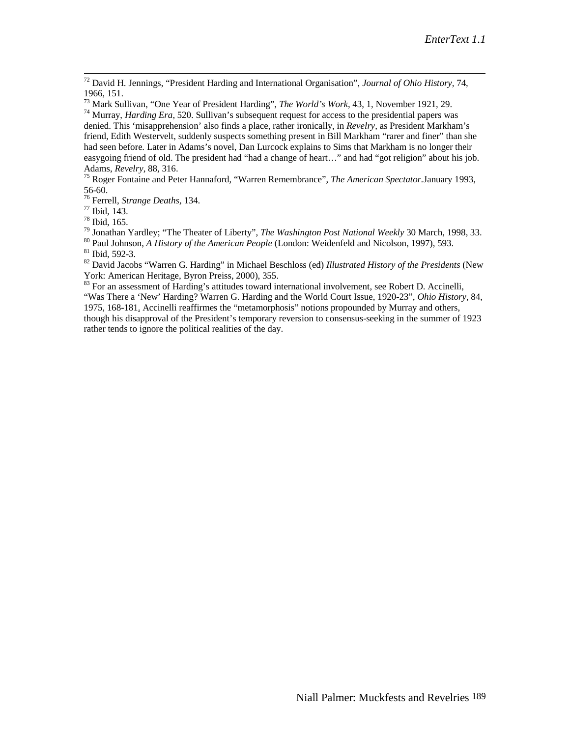[72] David H. Jennings, "President Harding and International Organisation", *Journal of Ohio History*, 74, 1966, 151.

[73] Mark Sullivan, "One Year of President Harding", *The World's Work*, 43, 1, November 1921, 29.

[74] Murray, *Harding Era*, 520. Sullivan's subsequent request for access to the presidential papers was denied. This 'misapprehension' also finds a place, rather ironically, in *Revelry*, as President Markham's friend, Edith Westervelt, suddenly suspects something present in Bill Markham "rarer and finer" than she had seen before. Later in Adams's novel, Dan Lurcock explains to Sims that Markham is no longer their easygoing friend of old. The president had "had a change of heart…" and had "got religion" about his job. Adams, *Revelry*, 88, 316.

[75] Roger Fontaine and Peter Hannaford, "Warren Remembrance", *The American Spectator*.January 1993, 56-60.

[76] Ferrell, *Strange Deaths*, 134.

[77] Ibid, 143.

[78] Ibid, 165.

[79] Jonathan Yardley; "The Theater of Liberty", *The Washington Post National Weekly* 30 March, 1998, 33.

[80] Paul Johnson, *A History of the American People* (London: Weidenfeld and Nicolson, 1997), 593.

[81] Ibid, 592-3.

[82] David Jacobs "Warren G. Harding" in Michael Beschloss (ed) *Illustrated History of the Presidents* (New York: American Heritage, Byron Preiss, 2000), 355.

[83] For an assessment of Harding's attitudes toward international involvement, see Robert D. Accinelli, "Was There a 'New' Harding? Warren G. Harding and the World Court Issue, 1920-23", *Ohio History*, 84, 1975, 168-181. Accinelli reaffirmes the "metamorphosis" notions propounded by Murray and others, though his disapproval of the President's temporary reversion to consensus-seeking in the summer of 1923 rather tends to ignore the political realities of the day.